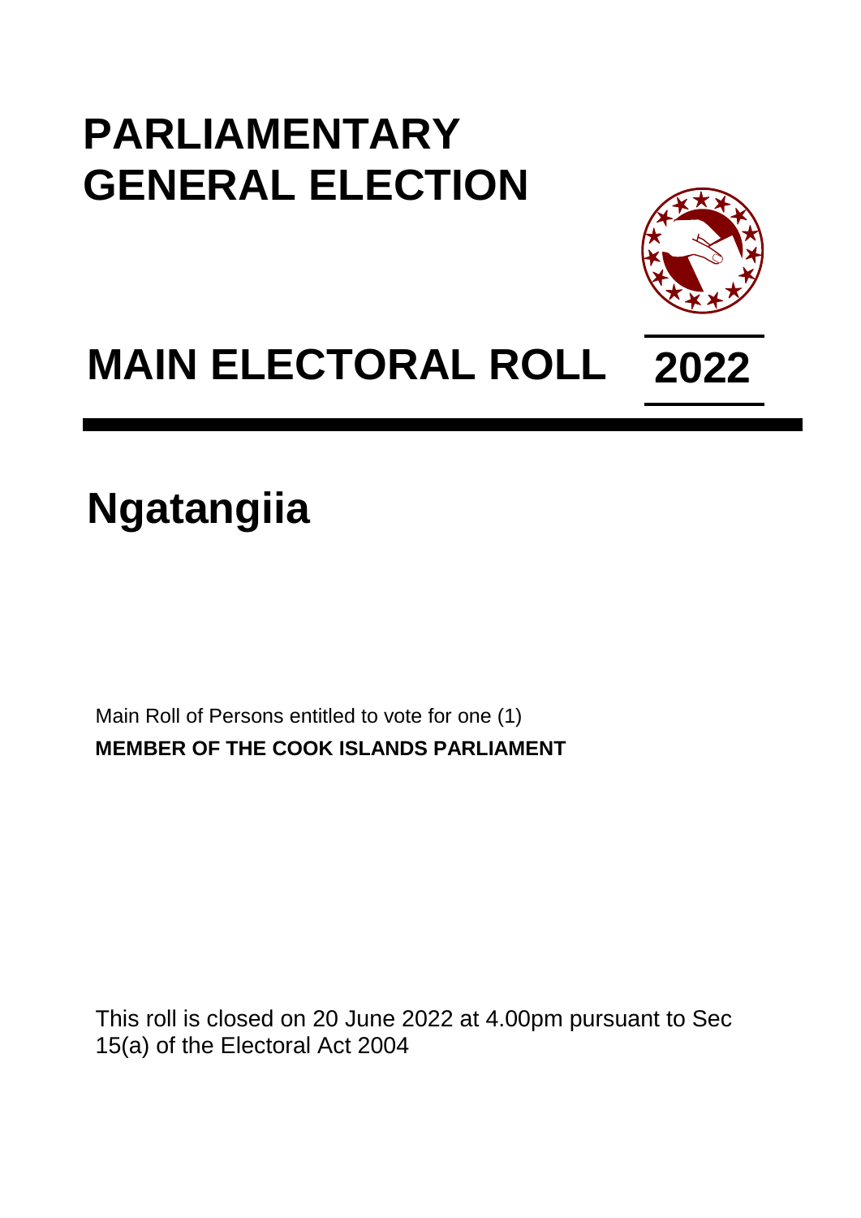# PARLIAMENTARY GENERAL ELECTION

# MAIN ELECTORAL ROLL 2022

# Ngatangiia

Main Roll of Persons entitled to vote for one (1)
**MEMBER OF THE COOK ISLANDS PARLIAMENT**

This roll is closed on 20 June 2022 at 4.00pm pursuant to Sec 15(a) of the Electoral Act 2004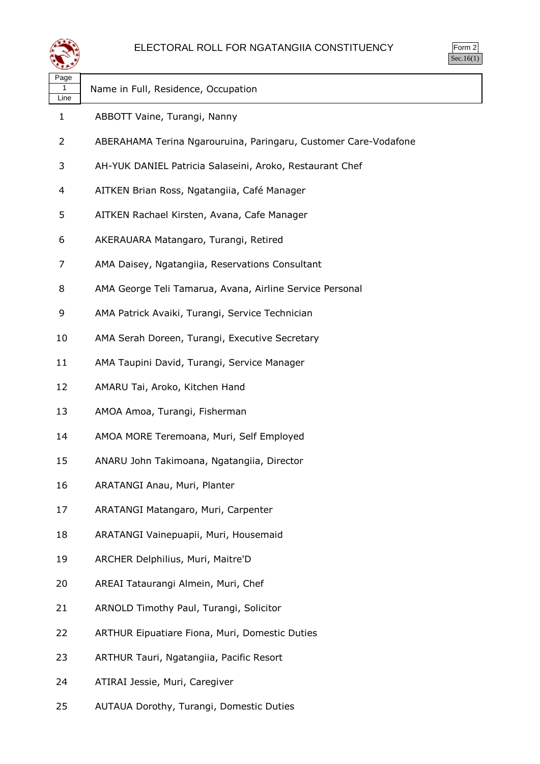# ELECTORAL ROLL FOR NGATANGIIA CONSTITUENCY

Form 2
Sec.16(1)

| Page 1 Line | Name in Full, Residence, Occupation |
|---|---|
| 1 | ABBOTT Vaine, Turangi, Nanny |
| 2 | ABERAHAMA Terina Ngarouruina, Paringaru, Customer Care-Vodafone |
| 3 | AH-YUK DANIEL Patricia Salaseini, Aroko, Restaurant Chef |
| 4 | AITKEN Brian Ross, Ngatangiia, Café Manager |
| 5 | AITKEN Rachael Kirsten, Avana, Cafe Manager |
| 6 | AKERAUARA Matangaro, Turangi, Retired |
| 7 | AMA Daisey, Ngatangiia, Reservations Consultant |
| 8 | AMA George Teli Tamarua, Avana, Airline Service Personal |
| 9 | AMA Patrick Avaiki, Turangi, Service Technician |
| 10 | AMA Serah Doreen, Turangi, Executive Secretary |
| 11 | AMA Taupini David, Turangi, Service Manager |
| 12 | AMARU Tai, Aroko, Kitchen Hand |
| 13 | AMOA Amoa, Turangi, Fisherman |
| 14 | AMOA MORE Teremoana, Muri, Self Employed |
| 15 | ANARU John Takimoana, Ngatangiia, Director |
| 16 | ARATANGI Anau, Muri, Planter |
| 17 | ARATANGI Matangaro, Muri, Carpenter |
| 18 | ARATANGI Vainepuapii, Muri, Housemaid |
| 19 | ARCHER Delphilius, Muri, Maitre'D |
| 20 | AREAI Tataurangi Almein, Muri, Chef |
| 21 | ARNOLD Timothy Paul, Turangi, Solicitor |
| 22 | ARTHUR Eipuatiare Fiona, Muri, Domestic Duties |
| 23 | ARTHUR Tauri, Ngatangiia, Pacific Resort |
| 24 | ATIRAI Jessie, Muri, Caregiver |
| 25 | AUTAUA Dorothy, Turangi, Domestic Duties |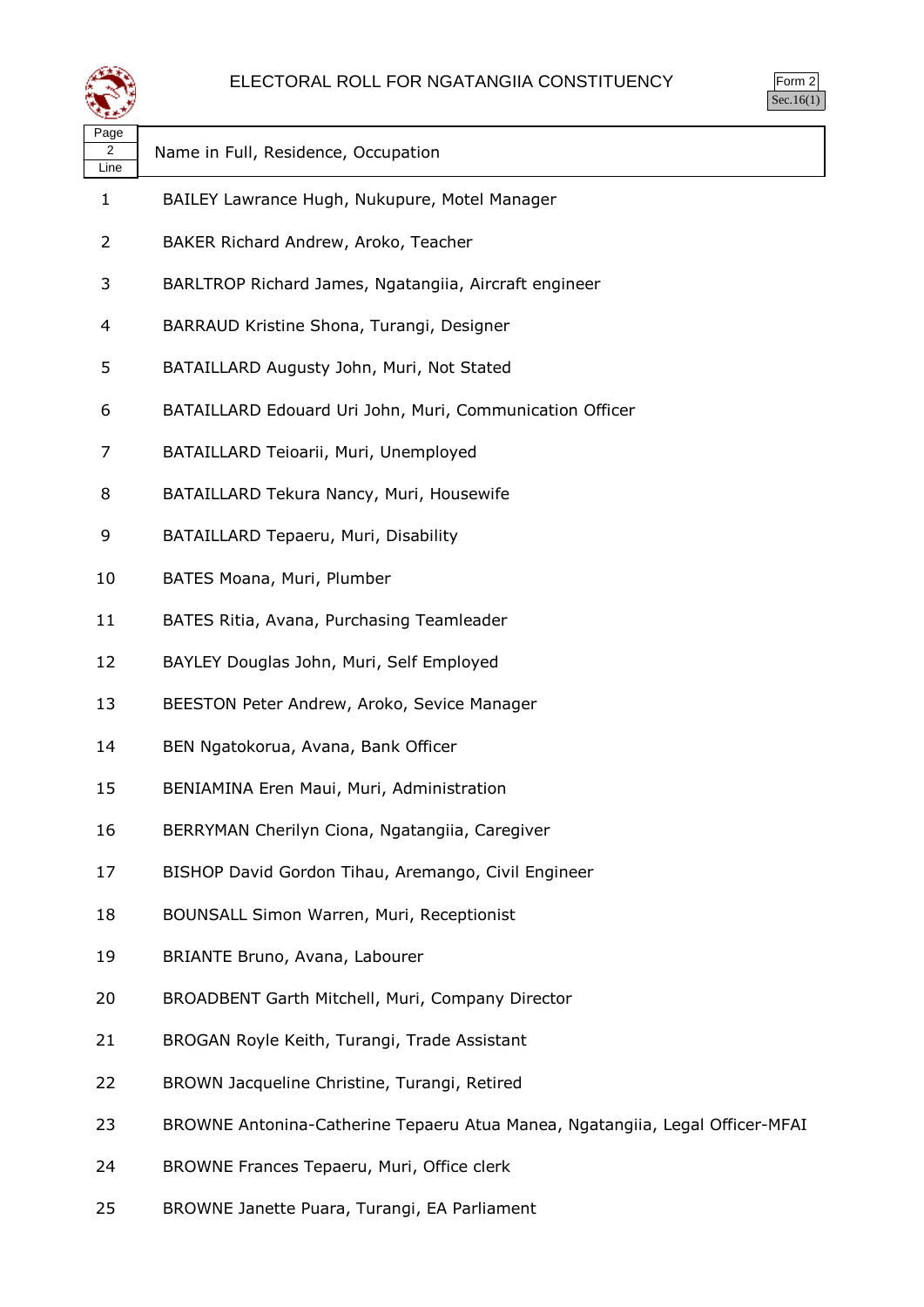# ELECTORAL ROLL FOR NGATANGIIA CONSTITUENCY

Form 2
Sec.16(1)

| Page 2 Line | Name in Full, Residence, Occupation |
|---|---|
| 1 | BAILEY Lawrance Hugh, Nukupure, Motel Manager |
| 2 | BAKER Richard Andrew, Aroko, Teacher |
| 3 | BARLTROP Richard James, Ngatangiia, Aircraft engineer |
| 4 | BARRAUD Kristine Shona, Turangi, Designer |
| 5 | BATAILLARD Augusty John, Muri, Not Stated |
| 6 | BATAILLARD Edouard Uri John, Muri, Communication Officer |
| 7 | BATAILLARD Teioarii, Muri, Unemployed |
| 8 | BATAILLARD Tekura Nancy, Muri, Housewife |
| 9 | BATAILLARD Tepaeru, Muri, Disability |
| 10 | BATES Moana, Muri, Plumber |
| 11 | BATES Ritia, Avana, Purchasing Teamleader |
| 12 | BAYLEY Douglas John, Muri, Self Employed |
| 13 | BEESTON Peter Andrew, Aroko, Sevice Manager |
| 14 | BEN Ngatokorua, Avana, Bank Officer |
| 15 | BENIAMINA Eren Maui, Muri, Administration |
| 16 | BERRYMAN Cherilyn Ciona, Ngatangiia, Caregiver |
| 17 | BISHOP David Gordon Tihau, Aremango, Civil Engineer |
| 18 | BOUNSALL Simon Warren, Muri, Receptionist |
| 19 | BRIANTE Bruno, Avana, Labourer |
| 20 | BROADBENT Garth Mitchell, Muri, Company Director |
| 21 | BROGAN Royle Keith, Turangi, Trade Assistant |
| 22 | BROWN Jacqueline Christine, Turangi, Retired |
| 23 | BROWNE Antonina-Catherine Tepaeru Atua Manea, Ngatangiia, Legal Officer-MFAI |
| 24 | BROWNE Frances Tepaeru, Muri, Office clerk |
| 25 | BROWNE Janette Puara, Turangi, EA Parliament |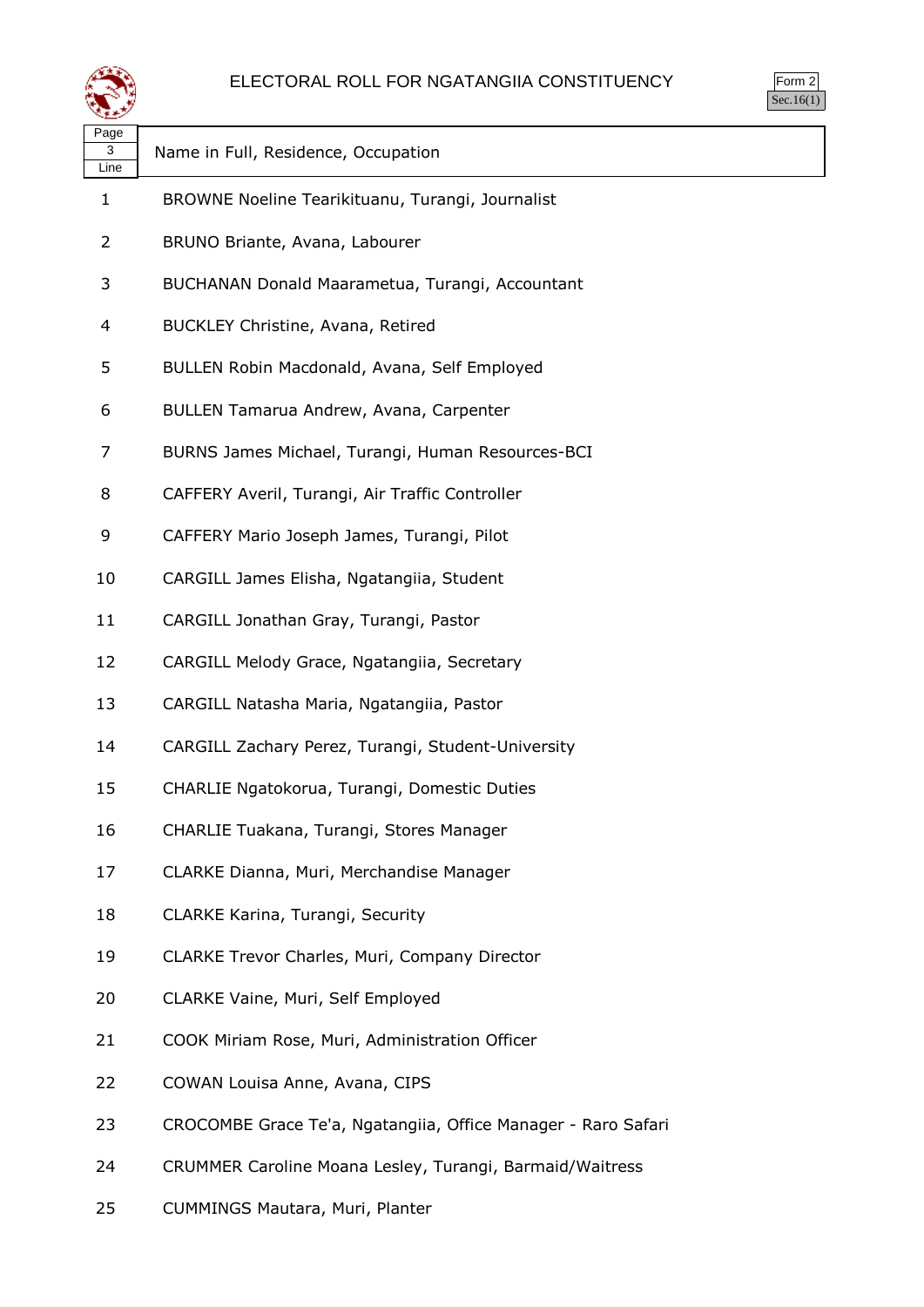# ELECTORAL ROLL FOR NGATANGIIA CONSTITUENCY

Form 2
Sec.16(1)

| Page 3 Line | Name in Full, Residence, Occupation |
|---|---|
| 1 | BROWNE Noeline Tearikituanu, Turangi, Journalist |
| 2 | BRUNO Briante, Avana, Labourer |
| 3 | BUCHANAN Donald Maarametua, Turangi, Accountant |
| 4 | BUCKLEY Christine, Avana, Retired |
| 5 | BULLEN Robin Macdonald, Avana, Self Employed |
| 6 | BULLEN Tamarua Andrew, Avana, Carpenter |
| 7 | BURNS James Michael, Turangi, Human Resources-BCI |
| 8 | CAFFERY Averil, Turangi, Air Traffic Controller |
| 9 | CAFFERY Mario Joseph James, Turangi, Pilot |
| 10 | CARGILL James Elisha, Ngatangiia, Student |
| 11 | CARGILL Jonathan Gray, Turangi, Pastor |
| 12 | CARGILL Melody Grace, Ngatangiia, Secretary |
| 13 | CARGILL Natasha Maria, Ngatangiia, Pastor |
| 14 | CARGILL Zachary Perez, Turangi, Student-University |
| 15 | CHARLIE Ngatokorua, Turangi, Domestic Duties |
| 16 | CHARLIE Tuakana, Turangi, Stores Manager |
| 17 | CLARKE Dianna, Muri, Merchandise Manager |
| 18 | CLARKE Karina, Turangi, Security |
| 19 | CLARKE Trevor Charles, Muri, Company Director |
| 20 | CLARKE Vaine, Muri, Self Employed |
| 21 | COOK Miriam Rose, Muri, Administration Officer |
| 22 | COWAN Louisa Anne, Avana, CIPS |
| 23 | CROCOMBE Grace Te'a, Ngatangiia, Office Manager - Raro Safari |
| 24 | CRUMMER Caroline Moana Lesley, Turangi, Barmaid/Waitress |
| 25 | CUMMINGS Mautara, Muri, Planter |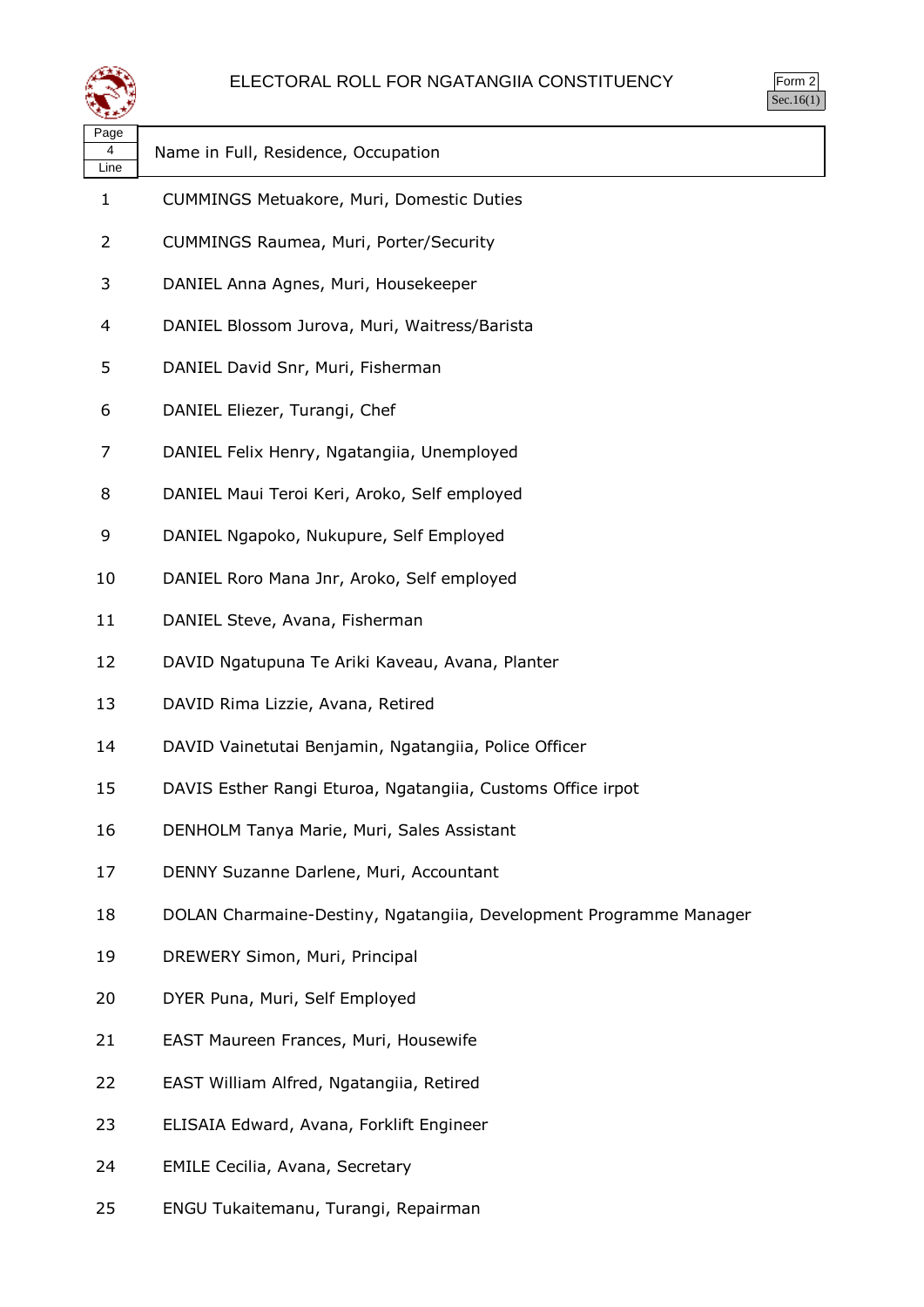# ELECTORAL ROLL FOR NGATANGIIA CONSTITUENCY

Form 2
Sec.16(1)

| Page 4 Line | Name in Full, Residence, Occupation |
|---|---|
| 1 | CUMMINGS Metuakore, Muri, Domestic Duties |
| 2 | CUMMINGS Raumea, Muri, Porter/Security |
| 3 | DANIEL Anna Agnes, Muri, Housekeeper |
| 4 | DANIEL Blossom Jurova, Muri, Waitress/Barista |
| 5 | DANIEL David Snr, Muri, Fisherman |
| 6 | DANIEL Eliezer, Turangi, Chef |
| 7 | DANIEL Felix Henry, Ngatangiia, Unemployed |
| 8 | DANIEL Maui Teroi Keri, Aroko, Self employed |
| 9 | DANIEL Ngapoko, Nukupure, Self Employed |
| 10 | DANIEL Roro Mana Jnr, Aroko, Self employed |
| 11 | DANIEL Steve, Avana, Fisherman |
| 12 | DAVID Ngatupuna Te Ariki Kaveau, Avana, Planter |
| 13 | DAVID Rima Lizzie, Avana, Retired |
| 14 | DAVID Vainetutai Benjamin, Ngatangiia, Police Officer |
| 15 | DAVIS Esther Rangi Eturoa, Ngatangiia, Customs Office irpot |
| 16 | DENHOLM Tanya Marie, Muri, Sales Assistant |
| 17 | DENNY Suzanne Darlene, Muri, Accountant |
| 18 | DOLAN Charmaine-Destiny, Ngatangiia, Development Programme Manager |
| 19 | DREWERY Simon, Muri, Principal |
| 20 | DYER Puna, Muri, Self Employed |
| 21 | EAST Maureen Frances, Muri, Housewife |
| 22 | EAST William Alfred, Ngatangiia, Retired |
| 23 | ELISAIA Edward, Avana, Forklift Engineer |
| 24 | EMILE Cecilia, Avana, Secretary |
| 25 | ENGU Tukaitemanu, Turangi, Repairman |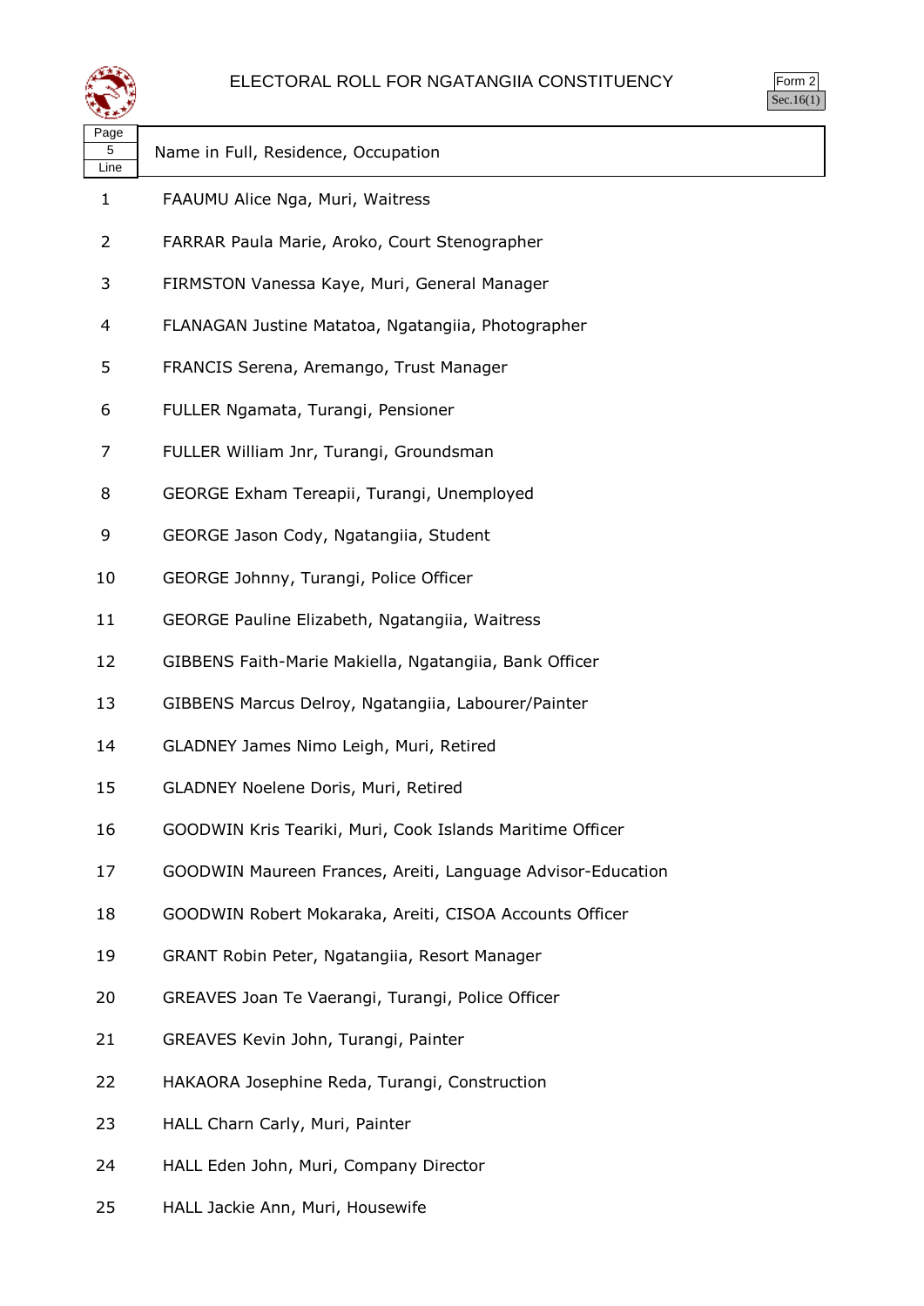# ELECTORAL ROLL FOR NGATANGIIA CONSTITUENCY

Form 2
Sec.16(1)

| Page 5 Line | Name in Full, Residence, Occupation |
|---|---|
| 1 | FAAUMU Alice Nga, Muri, Waitress |
| 2 | FARRAR Paula Marie, Aroko, Court Stenographer |
| 3 | FIRMSTON Vanessa Kaye, Muri, General Manager |
| 4 | FLANAGAN Justine Matatoa, Ngatangiia, Photographer |
| 5 | FRANCIS Serena, Aremango, Trust Manager |
| 6 | FULLER Ngamata, Turangi, Pensioner |
| 7 | FULLER William Jnr, Turangi, Groundsman |
| 8 | GEORGE Exham Tereapii, Turangi, Unemployed |
| 9 | GEORGE Jason Cody, Ngatangiia, Student |
| 10 | GEORGE Johnny, Turangi, Police Officer |
| 11 | GEORGE Pauline Elizabeth, Ngatangiia, Waitress |
| 12 | GIBBENS Faith-Marie Makiella, Ngatangiia, Bank Officer |
| 13 | GIBBENS Marcus Delroy, Ngatangiia, Labourer/Painter |
| 14 | GLADNEY James Nimo Leigh, Muri, Retired |
| 15 | GLADNEY Noelene Doris, Muri, Retired |
| 16 | GOODWIN Kris Teariki, Muri, Cook Islands Maritime Officer |
| 17 | GOODWIN Maureen Frances, Areiti, Language Advisor-Education |
| 18 | GOODWIN Robert Mokaraka, Areiti, CISOA Accounts Officer |
| 19 | GRANT Robin Peter, Ngatangiia, Resort Manager |
| 20 | GREAVES Joan Te Vaerangi, Turangi, Police Officer |
| 21 | GREAVES Kevin John, Turangi, Painter |
| 22 | HAKAORA Josephine Reda, Turangi, Construction |
| 23 | HALL Charn Carly, Muri, Painter |
| 24 | HALL Eden John, Muri, Company Director |
| 25 | HALL Jackie Ann, Muri, Housewife |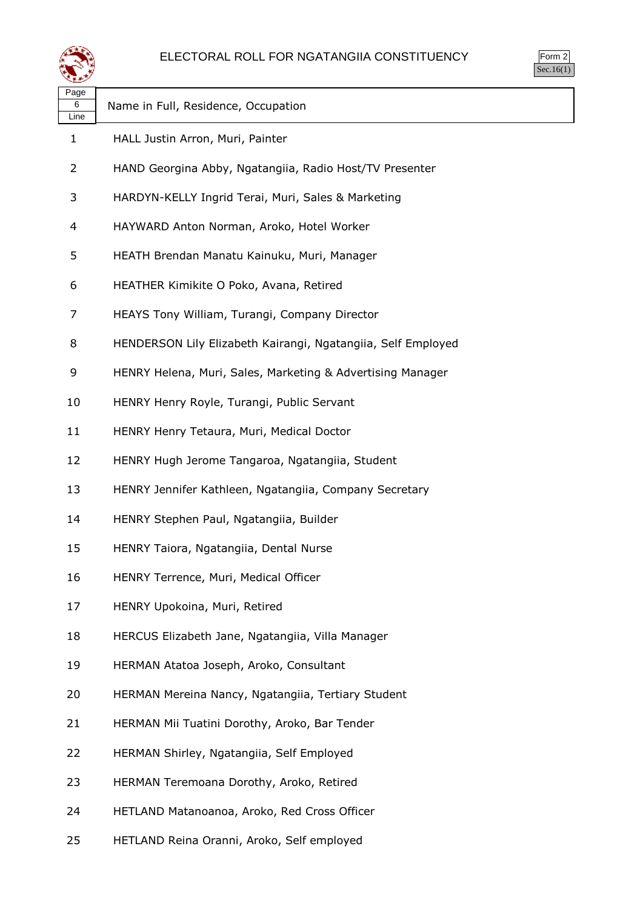# ELECTORAL ROLL FOR NGATANGIIA CONSTITUENCY

Form 2
Sec.16(1)

| Page 6 Line | Name in Full, Residence, Occupation |
|---|---|
| 1 | HALL Justin Arron, Muri, Painter |
| 2 | HAND Georgina Abby, Ngatangiia, Radio Host/TV Presenter |
| 3 | HARDYN-KELLY Ingrid Terai, Muri, Sales & Marketing |
| 4 | HAYWARD Anton Norman, Aroko, Hotel Worker |
| 5 | HEATH Brendan Manatu Kainuku, Muri, Manager |
| 6 | HEATHER Kimikite O Poko, Avana, Retired |
| 7 | HEAYS Tony William, Turangi, Company Director |
| 8 | HENDERSON Lily Elizabeth Kairangi, Ngatangiia, Self Employed |
| 9 | HENRY Helena, Muri, Sales, Marketing & Advertising Manager |
| 10 | HENRY Henry Royle, Turangi, Public Servant |
| 11 | HENRY Henry Tetaura, Muri, Medical Doctor |
| 12 | HENRY Hugh Jerome Tangaroa, Ngatangiia, Student |
| 13 | HENRY Jennifer Kathleen, Ngatangiia, Company Secretary |
| 14 | HENRY Stephen Paul, Ngatangiia, Builder |
| 15 | HENRY Taiora, Ngatangiia, Dental Nurse |
| 16 | HENRY Terrence, Muri, Medical Officer |
| 17 | HENRY Upokoina, Muri, Retired |
| 18 | HERCUS Elizabeth Jane, Ngatangiia, Villa Manager |
| 19 | HERMAN Atatoa Joseph, Aroko, Consultant |
| 20 | HERMAN Mereina Nancy, Ngatangiia, Tertiary Student |
| 21 | HERMAN Mii Tuatini Dorothy, Aroko, Bar Tender |
| 22 | HERMAN Shirley, Ngatangiia, Self Employed |
| 23 | HERMAN Teremoana Dorothy, Aroko, Retired |
| 24 | HETLAND Matanoanoa, Aroko, Red Cross Officer |
| 25 | HETLAND Reina Oranni, Aroko, Self employed |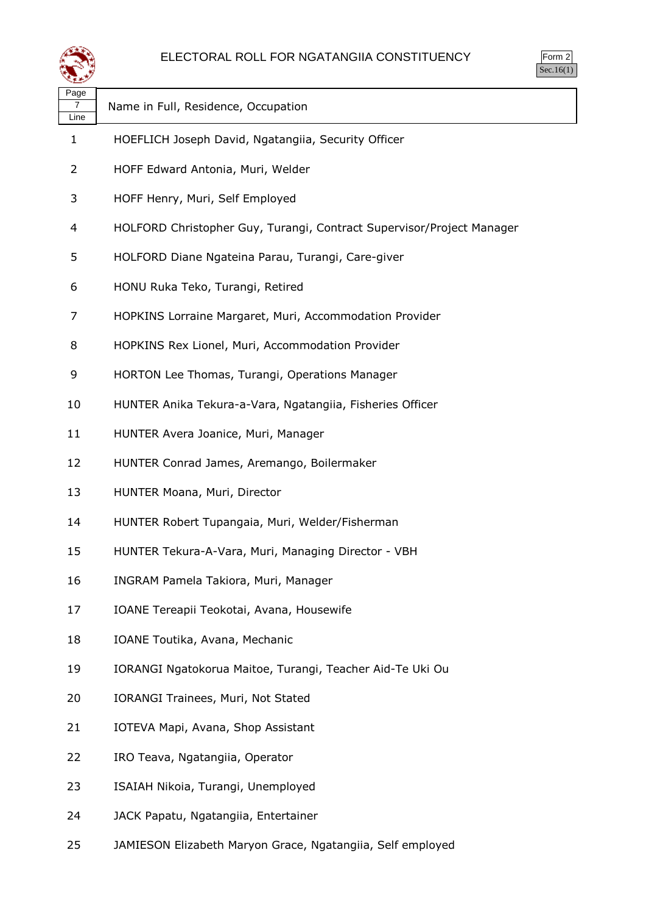# ELECTORAL ROLL FOR NGATANGIIA CONSTITUENCY

Form 2
Sec.16(1)

| Page 7 Line | Name in Full, Residence, Occupation |
|---|---|
| 1 | HOEFLICH Joseph David, Ngatangiia, Security Officer |
| 2 | HOFF Edward Antonia, Muri, Welder |
| 3 | HOFF Henry, Muri, Self Employed |
| 4 | HOLFORD Christopher Guy, Turangi, Contract Supervisor/Project Manager |
| 5 | HOLFORD Diane Ngateina Parau, Turangi, Care-giver |
| 6 | HONU Ruka Teko, Turangi, Retired |
| 7 | HOPKINS Lorraine Margaret, Muri, Accommodation Provider |
| 8 | HOPKINS Rex Lionel, Muri, Accommodation Provider |
| 9 | HORTON Lee Thomas, Turangi, Operations Manager |
| 10 | HUNTER Anika Tekura-a-Vara, Ngatangiia, Fisheries Officer |
| 11 | HUNTER Avera Joanice, Muri, Manager |
| 12 | HUNTER Conrad James, Aremango, Boilermaker |
| 13 | HUNTER Moana, Muri, Director |
| 14 | HUNTER Robert Tupangaia, Muri, Welder/Fisherman |
| 15 | HUNTER Tekura-A-Vara, Muri, Managing Director - VBH |
| 16 | INGRAM Pamela Takiora, Muri, Manager |
| 17 | IOANE Tereapii Teokotai, Avana, Housewife |
| 18 | IOANE Toutika, Avana, Mechanic |
| 19 | IORANGI Ngatokorua Maitoe, Turangi, Teacher Aid-Te Uki Ou |
| 20 | IORANGI Trainees, Muri, Not Stated |
| 21 | IOTEVA Mapi, Avana, Shop Assistant |
| 22 | IRO Teava, Ngatangiia, Operator |
| 23 | ISAIAH Nikoia, Turangi, Unemployed |
| 24 | JACK Papatu, Ngatangiia, Entertainer |
| 25 | JAMIESON Elizabeth Maryon Grace, Ngatangiia, Self employed |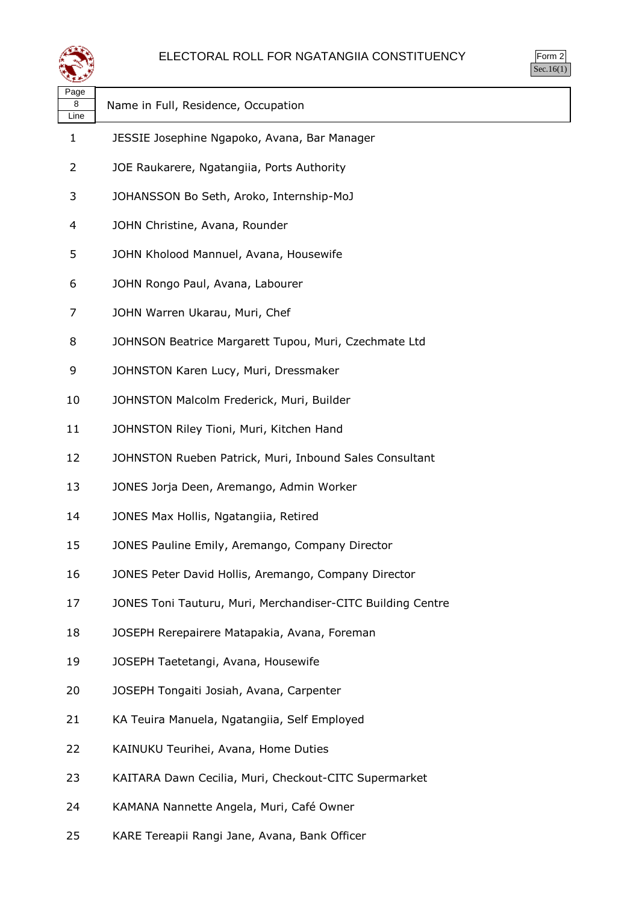# ELECTORAL ROLL FOR NGATANGIIA CONSTITUENCY

Form 2
Sec.16(1)

| Page 8 Line | Name in Full, Residence, Occupation |
|---|---|
| 1 | JESSIE Josephine Ngapoko, Avana, Bar Manager |
| 2 | JOE Raukarere, Ngatangiia, Ports Authority |
| 3 | JOHANSSON Bo Seth, Aroko, Internship-MoJ |
| 4 | JOHN Christine, Avana, Rounder |
| 5 | JOHN Kholood Mannuel, Avana, Housewife |
| 6 | JOHN Rongo Paul, Avana, Labourer |
| 7 | JOHN Warren Ukarau, Muri, Chef |
| 8 | JOHNSON Beatrice Margarett Tupou, Muri, Czechmate Ltd |
| 9 | JOHNSTON Karen Lucy, Muri, Dressmaker |
| 10 | JOHNSTON Malcolm Frederick, Muri, Builder |
| 11 | JOHNSTON Riley Tioni, Muri, Kitchen Hand |
| 12 | JOHNSTON Rueben Patrick, Muri, Inbound Sales Consultant |
| 13 | JONES Jorja Deen, Aremango, Admin Worker |
| 14 | JONES Max Hollis, Ngatangiia, Retired |
| 15 | JONES Pauline Emily, Aremango, Company Director |
| 16 | JONES Peter David Hollis, Aremango, Company Director |
| 17 | JONES Toni Tauturu, Muri, Merchandiser-CITC Building Centre |
| 18 | JOSEPH Rerepairere Matapakia, Avana, Foreman |
| 19 | JOSEPH Taetetangi, Avana, Housewife |
| 20 | JOSEPH Tongaiti Josiah, Avana, Carpenter |
| 21 | KA Teuira Manuela, Ngatangiia, Self Employed |
| 22 | KAINUKU Teurihei, Avana, Home Duties |
| 23 | KAITARA Dawn Cecilia, Muri, Checkout-CITC Supermarket |
| 24 | KAMANA Nannette Angela, Muri, Café Owner |
| 25 | KARE Tereapii Rangi Jane, Avana, Bank Officer |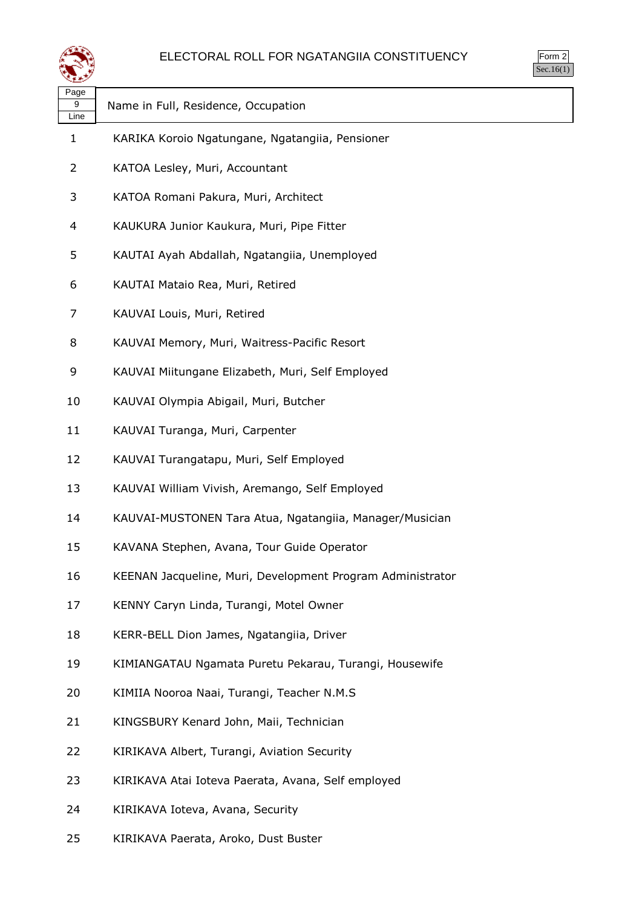# ELECTORAL ROLL FOR NGATANGIIA CONSTITUENCY

Form 2
Sec.16(1)

| Page 9 Line | Name in Full, Residence, Occupation |
|---|---|
| 1 | KARIKA Koroio Ngatungane, Ngatangiia, Pensioner |
| 2 | KATOA Lesley, Muri, Accountant |
| 3 | KATOA Romani Pakura, Muri, Architect |
| 4 | KAUKURA Junior Kaukura, Muri, Pipe Fitter |
| 5 | KAUTAI Ayah Abdallah, Ngatangiia, Unemployed |
| 6 | KAUTAI Mataio Rea, Muri, Retired |
| 7 | KAUVAI Louis, Muri, Retired |
| 8 | KAUVAI Memory, Muri, Waitress-Pacific Resort |
| 9 | KAUVAI Miitungane Elizabeth, Muri, Self Employed |
| 10 | KAUVAI Olympia Abigail, Muri, Butcher |
| 11 | KAUVAI Turanga, Muri, Carpenter |
| 12 | KAUVAI Turangatapu, Muri, Self Employed |
| 13 | KAUVAI William Vivish, Aremango, Self Employed |
| 14 | KAUVAI-MUSTONEN Tara Atua, Ngatangiia, Manager/Musician |
| 15 | KAVANA Stephen, Avana, Tour Guide Operator |
| 16 | KEENAN Jacqueline, Muri, Development Program Administrator |
| 17 | KENNY Caryn Linda, Turangi, Motel Owner |
| 18 | KERR-BELL Dion James, Ngatangiia, Driver |
| 19 | KIMIANGATAU Ngamata Puretu Pekarau, Turangi, Housewife |
| 20 | KIMIIA Nooroa Naai, Turangi, Teacher N.M.S |
| 21 | KINGSBURY Kenard John, Maii, Technician |
| 22 | KIRIKAVA Albert, Turangi, Aviation Security |
| 23 | KIRIKAVA Atai Ioteva Paerata, Avana, Self employed |
| 24 | KIRIKAVA Ioteva, Avana, Security |
| 25 | KIRIKAVA Paerata, Aroko, Dust Buster |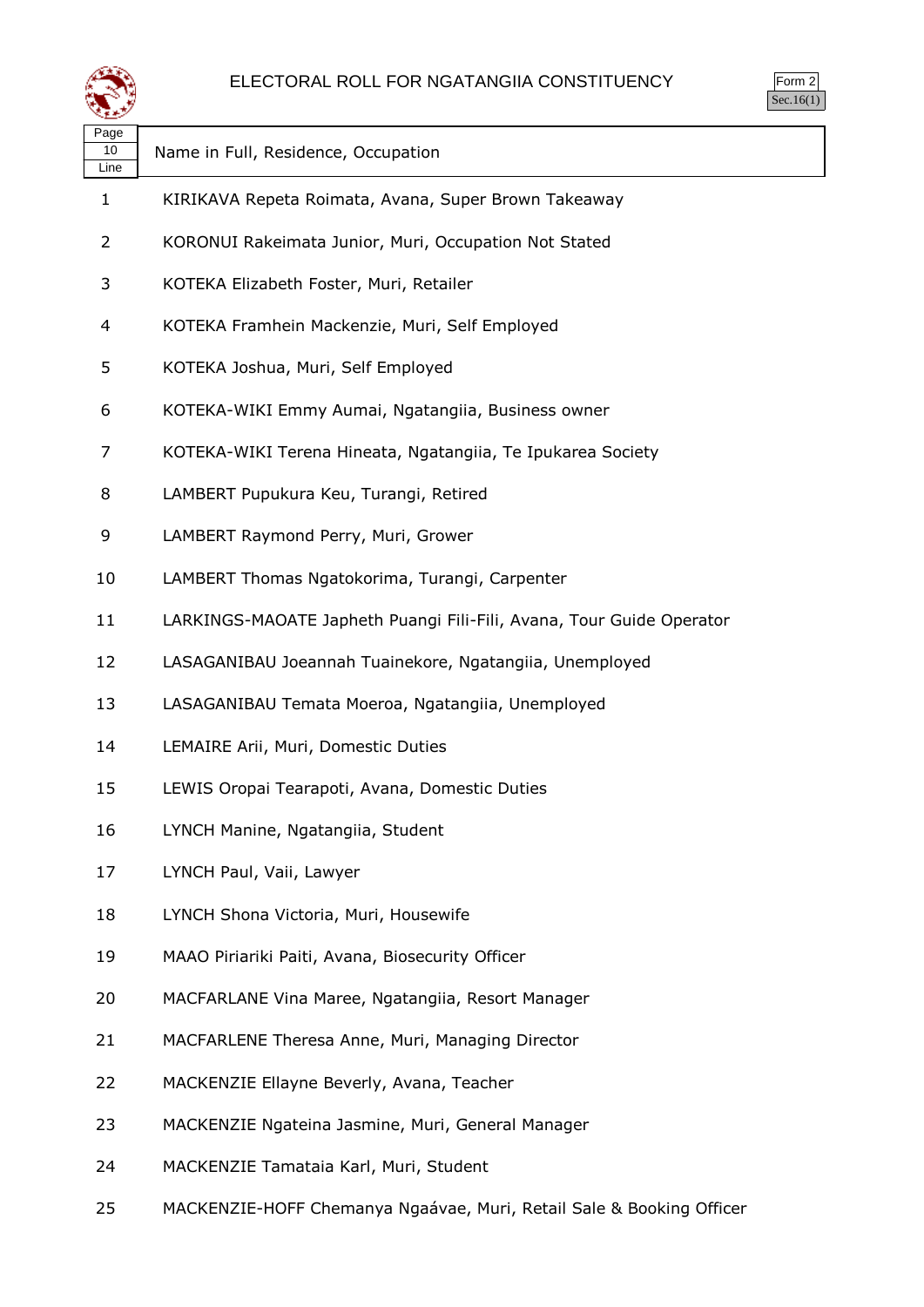# ELECTORAL ROLL FOR NGATANGIIA CONSTITUENCY

Form 2
Sec.16(1)

| Page 10 Line | Name in Full, Residence, Occupation |
|---|---|
| 1 | KIRIKAVA Repeta Roimata, Avana, Super Brown Takeaway |
| 2 | KORONUI Rakeimata Junior, Muri, Occupation Not Stated |
| 3 | KOTEKA Elizabeth Foster, Muri, Retailer |
| 4 | KOTEKA Framhein Mackenzie, Muri, Self Employed |
| 5 | KOTEKA Joshua, Muri, Self Employed |
| 6 | KOTEKA-WIKI Emmy Aumai, Ngatangiia, Business owner |
| 7 | KOTEKA-WIKI Terena Hineata, Ngatangiia, Te Ipukarea Society |
| 8 | LAMBERT Pupukura Keu, Turangi, Retired |
| 9 | LAMBERT Raymond Perry, Muri, Grower |
| 10 | LAMBERT Thomas Ngatokorima, Turangi, Carpenter |
| 11 | LARKINGS-MAOATE Japheth Puangi Fili-Fili, Avana, Tour Guide Operator |
| 12 | LASAGANIBAU Joeannah Tuainekore, Ngatangiia, Unemployed |
| 13 | LASAGANIBAU Temata Moeroa, Ngatangiia, Unemployed |
| 14 | LEMAIRE Arii, Muri, Domestic Duties |
| 15 | LEWIS Oropai Tearapoti, Avana, Domestic Duties |
| 16 | LYNCH Manine, Ngatangiia, Student |
| 17 | LYNCH Paul, Vaii, Lawyer |
| 18 | LYNCH Shona Victoria, Muri, Housewife |
| 19 | MAAO Piriariki Paiti, Avana, Biosecurity Officer |
| 20 | MACFARLANE Vina Maree, Ngatangiia, Resort Manager |
| 21 | MACFARLENE Theresa Anne, Muri, Managing Director |
| 22 | MACKENZIE Ellayne Beverly, Avana, Teacher |
| 23 | MACKENZIE Ngateina Jasmine, Muri, General Manager |
| 24 | MACKENZIE Tamataia Karl, Muri, Student |
| 25 | MACKENZIE-HOFF Chemanya Ngaávae, Muri, Retail Sale & Booking Officer |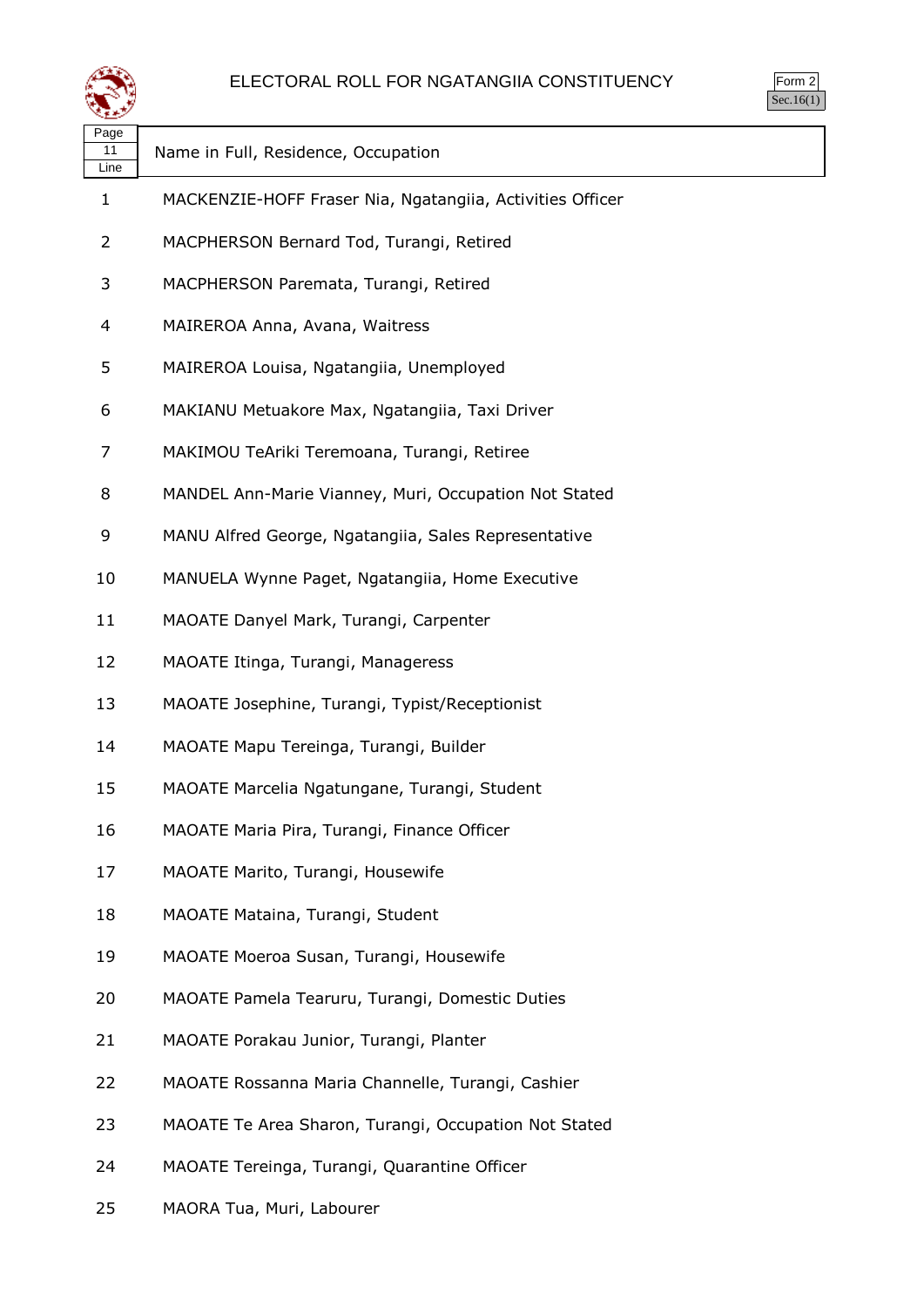# ELECTORAL ROLL FOR NGATANGIIA CONSTITUENCY

Form 2
Sec.16(1)

| Page 11 Line | Name in Full, Residence, Occupation |
|---|---|
| 1 | MACKENZIE-HOFF Fraser Nia, Ngatangiia, Activities Officer |
| 2 | MACPHERSON Bernard Tod, Turangi, Retired |
| 3 | MACPHERSON Paremata, Turangi, Retired |
| 4 | MAIREROA Anna, Avana, Waitress |
| 5 | MAIREROA Louisa, Ngatangiia, Unemployed |
| 6 | MAKIANU Metuakore Max, Ngatangiia, Taxi Driver |
| 7 | MAKIMOU TeAriki Teremoana, Turangi, Retiree |
| 8 | MANDEL Ann-Marie Vianney, Muri, Occupation Not Stated |
| 9 | MANU Alfred George, Ngatangiia, Sales Representative |
| 10 | MANUELA Wynne Paget, Ngatangiia, Home Executive |
| 11 | MAOATE Danyel Mark, Turangi, Carpenter |
| 12 | MAOATE Itinga, Turangi, Manageress |
| 13 | MAOATE Josephine, Turangi, Typist/Receptionist |
| 14 | MAOATE Mapu Tereinga, Turangi, Builder |
| 15 | MAOATE Marcelia Ngatungane, Turangi, Student |
| 16 | MAOATE Maria Pira, Turangi, Finance Officer |
| 17 | MAOATE Marito, Turangi, Housewife |
| 18 | MAOATE Mataina, Turangi, Student |
| 19 | MAOATE Moeroa Susan, Turangi, Housewife |
| 20 | MAOATE Pamela Tearuru, Turangi, Domestic Duties |
| 21 | MAOATE Porakau Junior, Turangi, Planter |
| 22 | MAOATE Rossanna Maria Channelle, Turangi, Cashier |
| 23 | MAOATE Te Area Sharon, Turangi, Occupation Not Stated |
| 24 | MAOATE Tereinga, Turangi, Quarantine Officer |
| 25 | MAORA Tua, Muri, Labourer |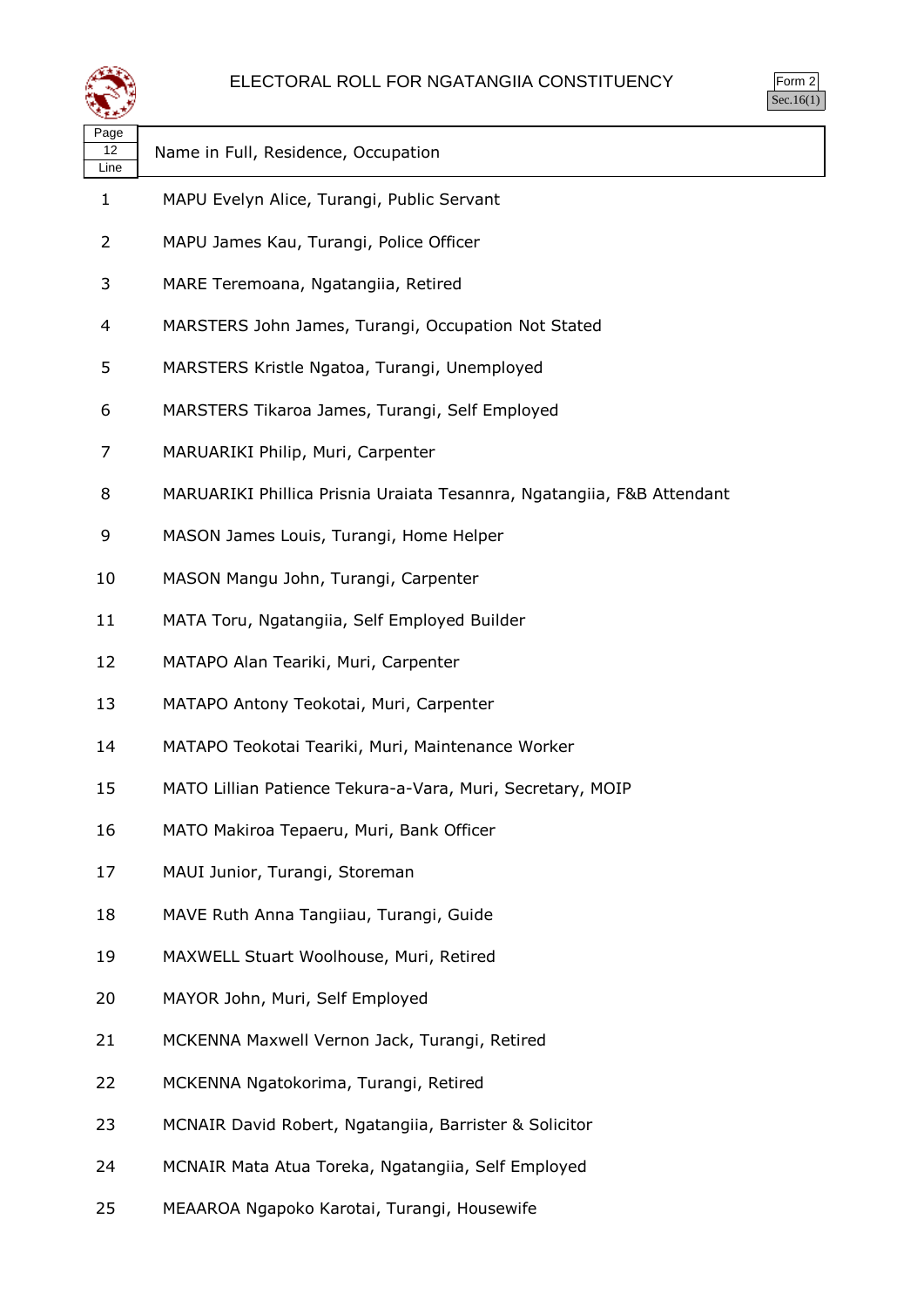# ELECTORAL ROLL FOR NGATANGIIA CONSTITUENCY

Form 2
Sec.16(1)

| Page 12 Line | Name in Full, Residence, Occupation |
|---|---|
| 1 | MAPU Evelyn Alice, Turangi, Public Servant |
| 2 | MAPU James Kau, Turangi, Police Officer |
| 3 | MARE Teremoana, Ngatangiia, Retired |
| 4 | MARSTERS John James, Turangi, Occupation Not Stated |
| 5 | MARSTERS Kristle Ngatoa, Turangi, Unemployed |
| 6 | MARSTERS Tikaroa James, Turangi, Self Employed |
| 7 | MARUARIKI Philip, Muri, Carpenter |
| 8 | MARUARIKI Phillica Prisnia Uraiata Tesannra, Ngatangiia, F&B Attendant |
| 9 | MASON James Louis, Turangi, Home Helper |
| 10 | MASON Mangu John, Turangi, Carpenter |
| 11 | MATA Toru, Ngatangiia, Self Employed Builder |
| 12 | MATAPO Alan Teariki, Muri, Carpenter |
| 13 | MATAPO Antony Teokotai, Muri, Carpenter |
| 14 | MATAPO Teokotai Teariki, Muri, Maintenance Worker |
| 15 | MATO Lillian Patience Tekura-a-Vara, Muri, Secretary, MOIP |
| 16 | MATO Makiroa Tepaeru, Muri, Bank Officer |
| 17 | MAUI Junior, Turangi, Storeman |
| 18 | MAVE Ruth Anna Tangiiau, Turangi, Guide |
| 19 | MAXWELL Stuart Woolhouse, Muri, Retired |
| 20 | MAYOR John, Muri, Self Employed |
| 21 | MCKENNA Maxwell Vernon Jack, Turangi, Retired |
| 22 | MCKENNA Ngatokorima, Turangi, Retired |
| 23 | MCNAIR David Robert, Ngatangiia, Barrister & Solicitor |
| 24 | MCNAIR Mata Atua Toreka, Ngatangiia, Self Employed |
| 25 | MEAAROA Ngapoko Karotai, Turangi, Housewife |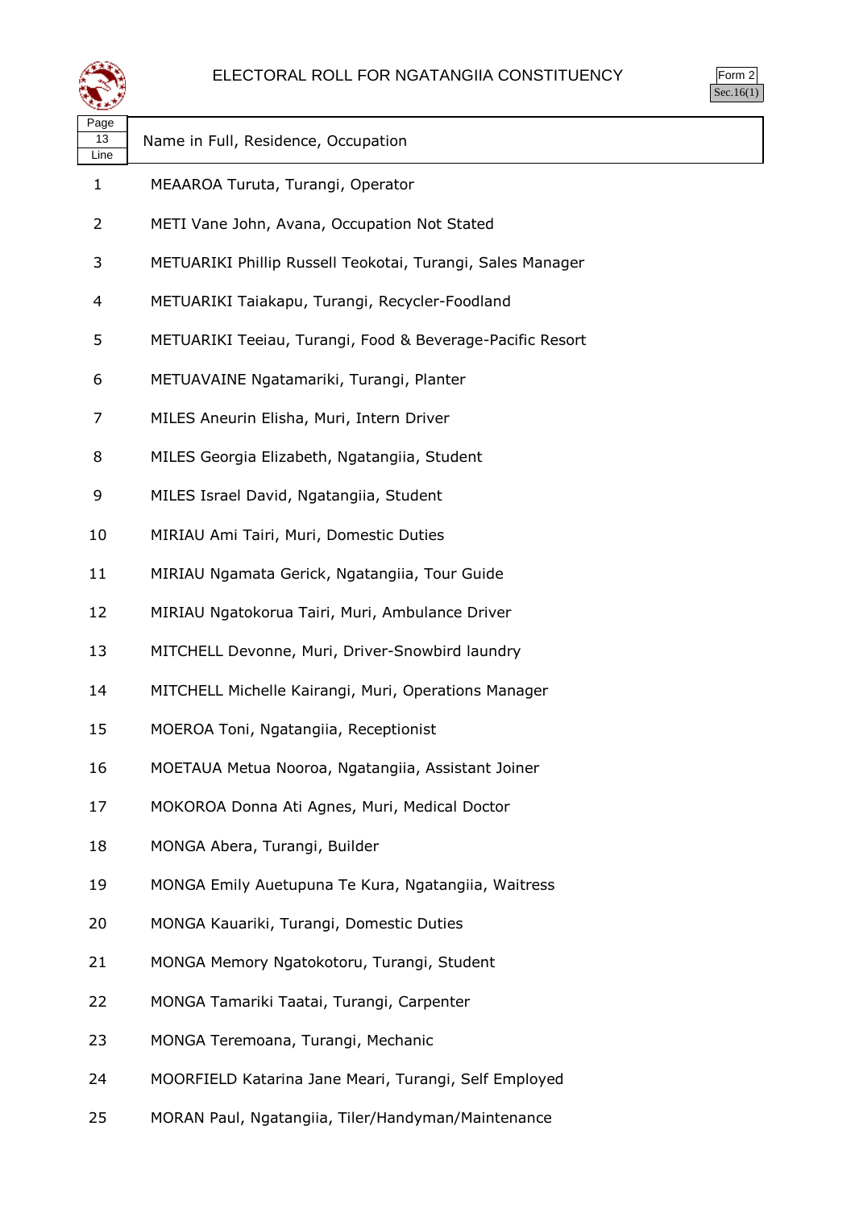# ELECTORAL ROLL FOR NGATANGIIA CONSTITUENCY

Form 2
Sec.16(1)

Page 13

| Line | Name in Full, Residence, Occupation |
|---|---|
| 1 | MEAAROA Turuta, Turangi, Operator |
| 2 | METI Vane John, Avana, Occupation Not Stated |
| 3 | METUARIKI Phillip Russell Teokotai, Turangi, Sales Manager |
| 4 | METUARIKI Taiakapu, Turangi, Recycler-Foodland |
| 5 | METUARIKI Teeiau, Turangi, Food & Beverage-Pacific Resort |
| 6 | METUAVAINE Ngatamariki, Turangi, Planter |
| 7 | MILES Aneurin Elisha, Muri, Intern Driver |
| 8 | MILES Georgia Elizabeth, Ngatangiia, Student |
| 9 | MILES Israel David, Ngatangiia, Student |
| 10 | MIRIAU Ami Tairi, Muri, Domestic Duties |
| 11 | MIRIAU Ngamata Gerick, Ngatangiia, Tour Guide |
| 12 | MIRIAU Ngatokorua Tairi, Muri, Ambulance Driver |
| 13 | MITCHELL Devonne, Muri, Driver-Snowbird laundry |
| 14 | MITCHELL Michelle Kairangi, Muri, Operations Manager |
| 15 | MOEROA Toni, Ngatangiia, Receptionist |
| 16 | MOETAUA Metua Nooroa, Ngatangiia, Assistant Joiner |
| 17 | MOKOROA Donna Ati Agnes, Muri, Medical Doctor |
| 18 | MONGA Abera, Turangi, Builder |
| 19 | MONGA Emily Auetupuna Te Kura, Ngatangiia, Waitress |
| 20 | MONGA Kauariki, Turangi, Domestic Duties |
| 21 | MONGA Memory Ngatokotoru, Turangi, Student |
| 22 | MONGA Tamariki Taatai, Turangi, Carpenter |
| 23 | MONGA Teremoana, Turangi, Mechanic |
| 24 | MOORFIELD Katarina Jane Meari, Turangi, Self Employed |
| 25 | MORAN Paul, Ngatangiia, Tiler/Handyman/Maintenance |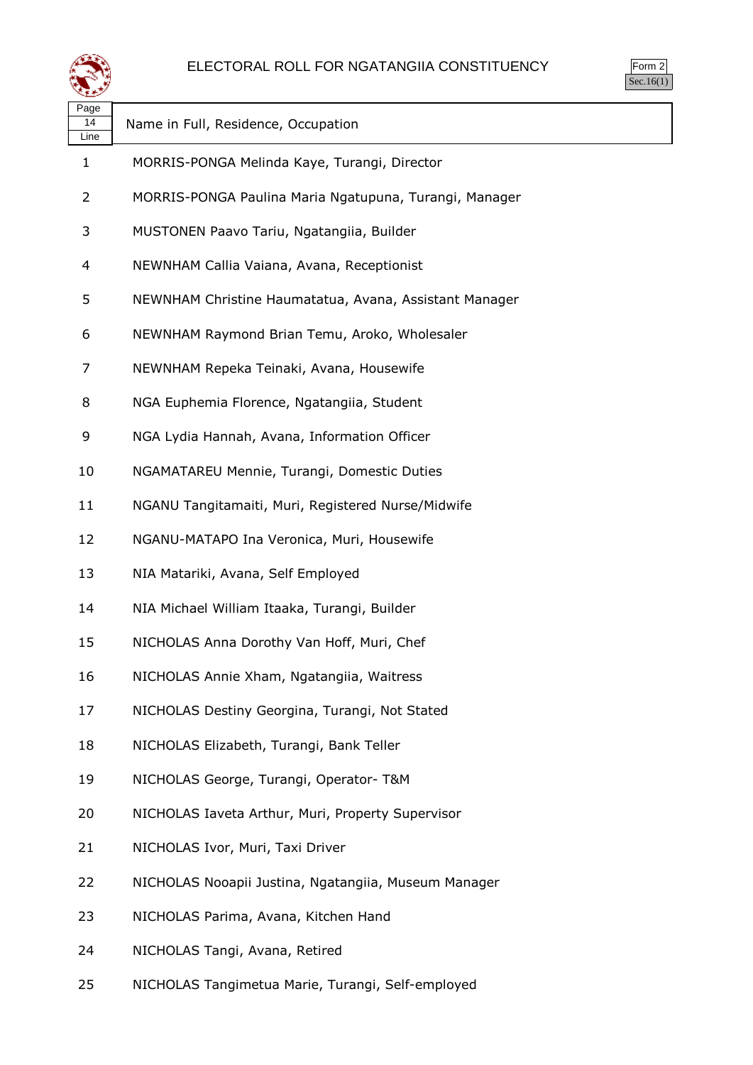# ELECTORAL ROLL FOR NGATANGIIA CONSTITUENCY

Form 2
Sec.16(1)

| Page 14 Line | Name in Full, Residence, Occupation |
|---|---|
| 1 | MORRIS-PONGA Melinda Kaye, Turangi, Director |
| 2 | MORRIS-PONGA Paulina Maria Ngatupuna, Turangi, Manager |
| 3 | MUSTONEN Paavo Tariu, Ngatangiia, Builder |
| 4 | NEWNHAM Callia Vaiana, Avana, Receptionist |
| 5 | NEWNHAM Christine Haumatatua, Avana, Assistant Manager |
| 6 | NEWNHAM Raymond Brian Temu, Aroko, Wholesaler |
| 7 | NEWNHAM Repeka Teinaki, Avana, Housewife |
| 8 | NGA Euphemia Florence, Ngatangiia, Student |
| 9 | NGA Lydia Hannah, Avana, Information Officer |
| 10 | NGAMATAREU Mennie, Turangi, Domestic Duties |
| 11 | NGANU Tangitamaiti, Muri, Registered Nurse/Midwife |
| 12 | NGANU-MATAPO Ina Veronica, Muri, Housewife |
| 13 | NIA Matariki, Avana, Self Employed |
| 14 | NIA Michael William Itaaka, Turangi, Builder |
| 15 | NICHOLAS Anna Dorothy Van Hoff, Muri, Chef |
| 16 | NICHOLAS Annie Xham, Ngatangiia, Waitress |
| 17 | NICHOLAS Destiny Georgina, Turangi, Not Stated |
| 18 | NICHOLAS Elizabeth, Turangi, Bank Teller |
| 19 | NICHOLAS George, Turangi, Operator- T&M |
| 20 | NICHOLAS Iaveta Arthur, Muri, Property Supervisor |
| 21 | NICHOLAS Ivor, Muri, Taxi Driver |
| 22 | NICHOLAS Nooapii Justina, Ngatangiia, Museum Manager |
| 23 | NICHOLAS Parima, Avana, Kitchen Hand |
| 24 | NICHOLAS Tangi, Avana, Retired |
| 25 | NICHOLAS Tangimetua Marie, Turangi, Self-employed |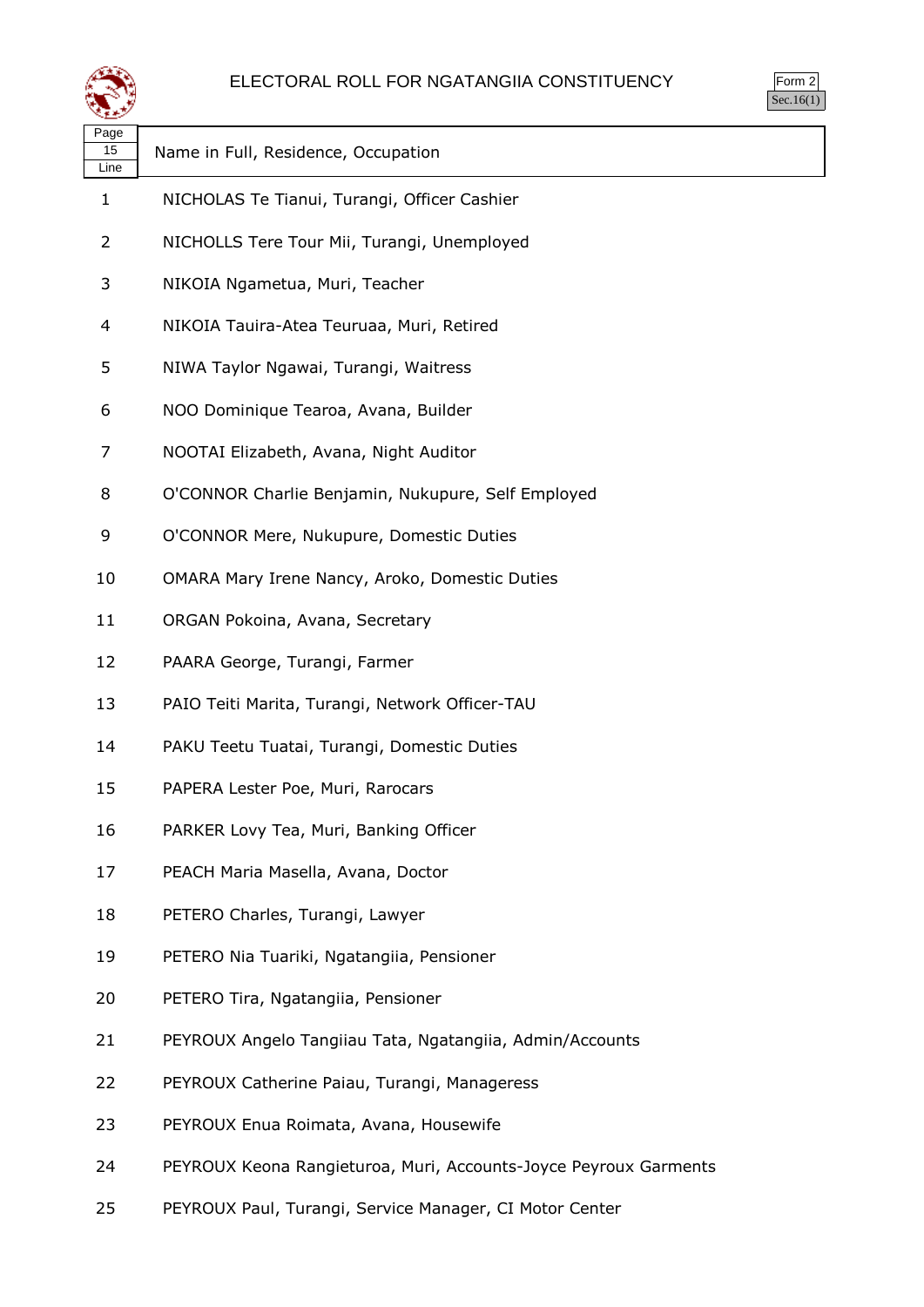# ELECTORAL ROLL FOR NGATANGIIA CONSTITUENCY

Form 2
Sec.16(1)

| Page 15 Line | Name in Full, Residence, Occupation |
| --- | --- |
| 1 | NICHOLAS Te Tianui, Turangi, Officer Cashier |
| 2 | NICHOLLS Tere Tour Mii, Turangi, Unemployed |
| 3 | NIKOIA Ngametua, Muri, Teacher |
| 4 | NIKOIA Tauira-Atea Teuruaa, Muri, Retired |
| 5 | NIWA Taylor Ngawai, Turangi, Waitress |
| 6 | NOO Dominique Tearoa, Avana, Builder |
| 7 | NOOTAI Elizabeth, Avana, Night Auditor |
| 8 | O'CONNOR Charlie Benjamin, Nukupure, Self Employed |
| 9 | O'CONNOR Mere, Nukupure, Domestic Duties |
| 10 | OMARA Mary Irene Nancy, Aroko, Domestic Duties |
| 11 | ORGAN Pokoina, Avana, Secretary |
| 12 | PAARA George, Turangi, Farmer |
| 13 | PAIO Teiti Marita, Turangi, Network Officer-TAU |
| 14 | PAKU Teetu Tuatai, Turangi, Domestic Duties |
| 15 | PAPERA Lester Poe, Muri, Rarocars |
| 16 | PARKER Lovy Tea, Muri, Banking Officer |
| 17 | PEACH Maria Masella, Avana, Doctor |
| 18 | PETERO Charles, Turangi, Lawyer |
| 19 | PETERO Nia Tuariki, Ngatangiia, Pensioner |
| 20 | PETERO Tira, Ngatangiia, Pensioner |
| 21 | PEYROUX Angelo Tangiiau Tata, Ngatangiia, Admin/Accounts |
| 22 | PEYROUX Catherine Paiau, Turangi, Manageress |
| 23 | PEYROUX Enua Roimata, Avana, Housewife |
| 24 | PEYROUX Keona Rangieturoa, Muri, Accounts-Joyce Peyroux Garments |
| 25 | PEYROUX Paul, Turangi, Service Manager, CI Motor Center |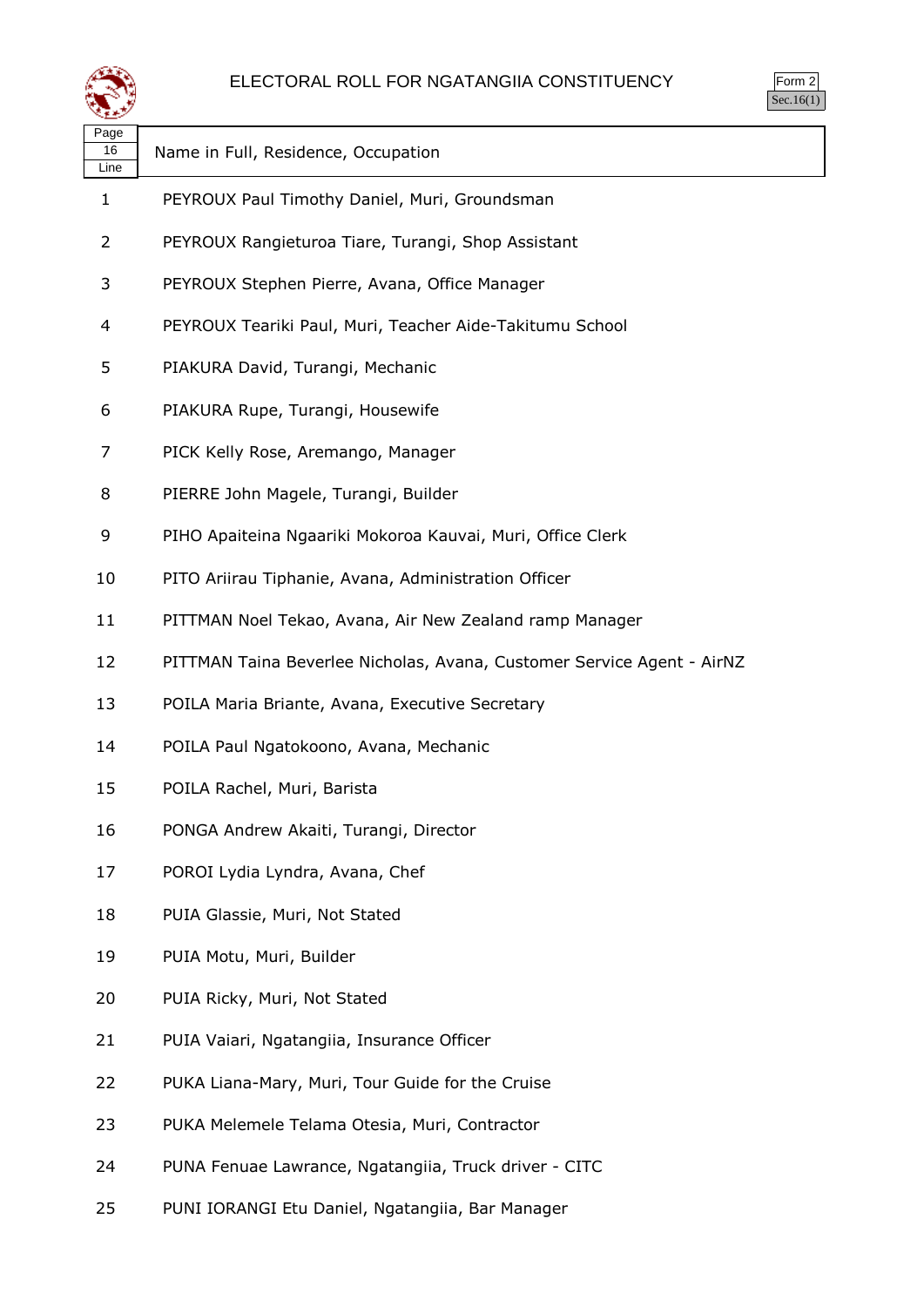# ELECTORAL ROLL FOR NGATANGIIA CONSTITUENCY

Form 2
Sec.16(1)

| Page 16 Line | Name in Full, Residence, Occupation |
|---|---|
| 1 | PEYROUX Paul Timothy Daniel, Muri, Groundsman |
| 2 | PEYROUX Rangieturoa Tiare, Turangi, Shop Assistant |
| 3 | PEYROUX Stephen Pierre, Avana, Office Manager |
| 4 | PEYROUX Teariki Paul, Muri, Teacher Aide-Takitumu School |
| 5 | PIAKURA David, Turangi, Mechanic |
| 6 | PIAKURA Rupe, Turangi, Housewife |
| 7 | PICK Kelly Rose, Aremango, Manager |
| 8 | PIERRE John Magele, Turangi, Builder |
| 9 | PIHO Apaiteina Ngaariki Mokoroa Kauvai, Muri, Office Clerk |
| 10 | PITO Ariirau Tiphanie, Avana, Administration Officer |
| 11 | PITTMAN Noel Tekao, Avana, Air New Zealand ramp Manager |
| 12 | PITTMAN Taina Beverlee Nicholas, Avana, Customer Service Agent - AirNZ |
| 13 | POILA Maria Briante, Avana, Executive Secretary |
| 14 | POILA Paul Ngatokoono, Avana, Mechanic |
| 15 | POILA Rachel, Muri, Barista |
| 16 | PONGA Andrew Akaiti, Turangi, Director |
| 17 | POROI Lydia Lyndra, Avana, Chef |
| 18 | PUIA Glassie, Muri, Not Stated |
| 19 | PUIA Motu, Muri, Builder |
| 20 | PUIA Ricky, Muri, Not Stated |
| 21 | PUIA Vaiari, Ngatangiia, Insurance Officer |
| 22 | PUKA Liana-Mary, Muri, Tour Guide for the Cruise |
| 23 | PUKA Melemele Telama Otesia, Muri, Contractor |
| 24 | PUNA Fenuae Lawrance, Ngatangiia, Truck driver - CITC |
| 25 | PUNI IORANGI Etu Daniel, Ngatangiia, Bar Manager |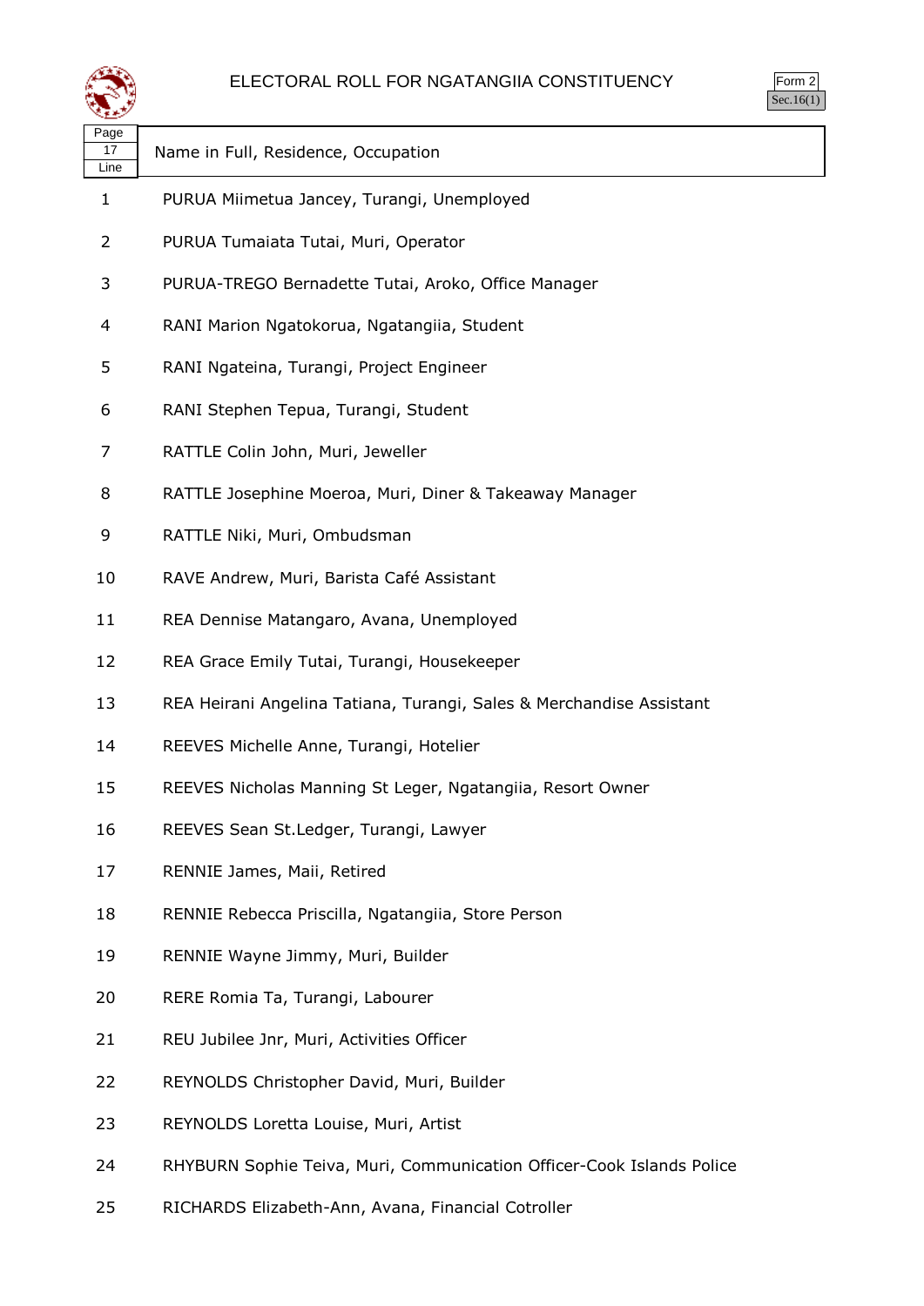# ELECTORAL ROLL FOR NGATANGIIA CONSTITUENCY

Form 2
Sec.16(1)

| Page 17 Line | Name in Full, Residence, Occupation |
|---|---|
| 1 | PURUA Miimetua Jancey, Turangi, Unemployed |
| 2 | PURUA Tumaiata Tutai, Muri, Operator |
| 3 | PURUA-TREGO Bernadette Tutai, Aroko, Office Manager |
| 4 | RANI Marion Ngatokorua, Ngatangiia, Student |
| 5 | RANI Ngateina, Turangi, Project Engineer |
| 6 | RANI Stephen Tepua, Turangi, Student |
| 7 | RATTLE Colin John, Muri, Jeweller |
| 8 | RATTLE Josephine Moeroa, Muri, Diner & Takeaway Manager |
| 9 | RATTLE Niki, Muri, Ombudsman |
| 10 | RAVE Andrew, Muri, Barista Café Assistant |
| 11 | REA Dennise Matangaro, Avana, Unemployed |
| 12 | REA Grace Emily Tutai, Turangi, Housekeeper |
| 13 | REA Heirani Angelina Tatiana, Turangi, Sales & Merchandise Assistant |
| 14 | REEVES Michelle Anne, Turangi, Hotelier |
| 15 | REEVES Nicholas Manning St Leger, Ngatangiia, Resort Owner |
| 16 | REEVES Sean St.Ledger, Turangi, Lawyer |
| 17 | RENNIE James, Maii, Retired |
| 18 | RENNIE Rebecca Priscilla, Ngatangiia, Store Person |
| 19 | RENNIE Wayne Jimmy, Muri, Builder |
| 20 | RERE Romia Ta, Turangi, Labourer |
| 21 | REU Jubilee Jnr, Muri, Activities Officer |
| 22 | REYNOLDS Christopher David, Muri, Builder |
| 23 | REYNOLDS Loretta Louise, Muri, Artist |
| 24 | RHYBURN Sophie Teiva, Muri, Communication Officer-Cook Islands Police |
| 25 | RICHARDS Elizabeth-Ann, Avana, Financial Cotroller |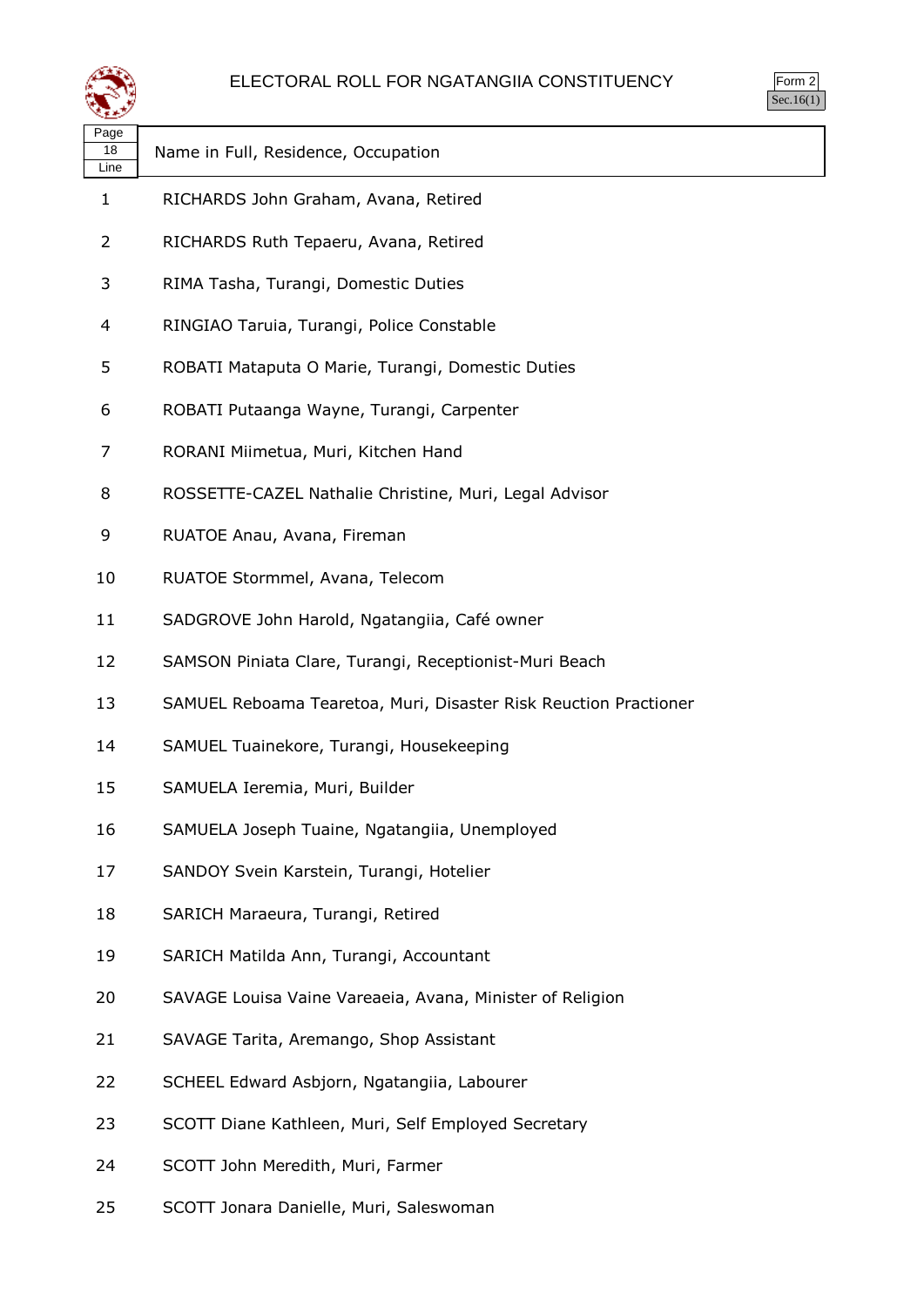# ELECTORAL ROLL FOR NGATANGIIA CONSTITUENCY

Form 2
Sec.16(1)

| Page 18 Line | Name in Full, Residence, Occupation |
|---|---|
| 1 | RICHARDS John Graham, Avana, Retired |
| 2 | RICHARDS Ruth Tepaeru, Avana, Retired |
| 3 | RIMA Tasha, Turangi, Domestic Duties |
| 4 | RINGIAO Taruia, Turangi, Police Constable |
| 5 | ROBATI Mataputa O Marie, Turangi, Domestic Duties |
| 6 | ROBATI Putaanga Wayne, Turangi, Carpenter |
| 7 | RORANI Miimetua, Muri, Kitchen Hand |
| 8 | ROSSETTE-CAZEL Nathalie Christine, Muri, Legal Advisor |
| 9 | RUATOE Anau, Avana, Fireman |
| 10 | RUATOE Stormmel, Avana, Telecom |
| 11 | SADGROVE John Harold, Ngatangiia, Café owner |
| 12 | SAMSON Piniata Clare, Turangi, Receptionist-Muri Beach |
| 13 | SAMUEL Reboama Tearetoa, Muri, Disaster Risk Reuction Practioner |
| 14 | SAMUEL Tuainekore, Turangi, Housekeeping |
| 15 | SAMUELA Ieremia, Muri, Builder |
| 16 | SAMUELA Joseph Tuaine, Ngatangiia, Unemployed |
| 17 | SANDOY Svein Karstein, Turangi, Hotelier |
| 18 | SARICH Maraeura, Turangi, Retired |
| 19 | SARICH Matilda Ann, Turangi, Accountant |
| 20 | SAVAGE Louisa Vaine Vareaeia, Avana, Minister of Religion |
| 21 | SAVAGE Tarita, Aremango, Shop Assistant |
| 22 | SCHEEL Edward Asbjorn, Ngatangiia, Labourer |
| 23 | SCOTT Diane Kathleen, Muri, Self Employed Secretary |
| 24 | SCOTT John Meredith, Muri, Farmer |
| 25 | SCOTT Jonara Danielle, Muri, Saleswoman |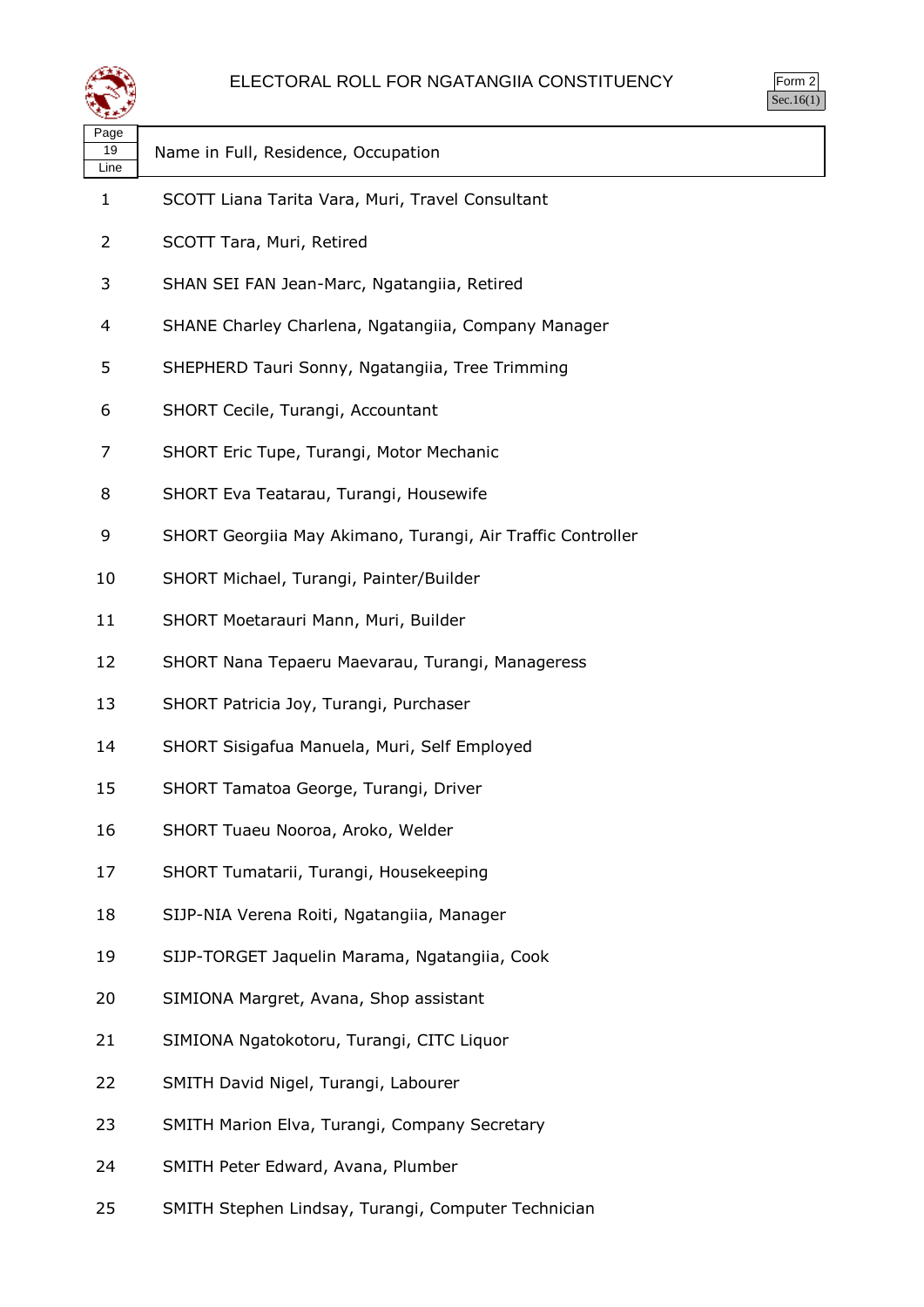# ELECTORAL ROLL FOR NGATANGIIA CONSTITUENCY

Form 2
Sec.16(1)

| Page 19 Line | Name in Full, Residence, Occupation |
|---|---|
| 1 | SCOTT Liana Tarita Vara, Muri, Travel Consultant |
| 2 | SCOTT Tara, Muri, Retired |
| 3 | SHAN SEI FAN Jean-Marc, Ngatangiia, Retired |
| 4 | SHANE Charley Charlena, Ngatangiia, Company Manager |
| 5 | SHEPHERD Tauri Sonny, Ngatangiia, Tree Trimming |
| 6 | SHORT Cecile, Turangi, Accountant |
| 7 | SHORT Eric Tupe, Turangi, Motor Mechanic |
| 8 | SHORT Eva Teatarau, Turangi, Housewife |
| 9 | SHORT Georgiia May Akimano, Turangi, Air Traffic Controller |
| 10 | SHORT Michael, Turangi, Painter/Builder |
| 11 | SHORT Moetarauri Mann, Muri, Builder |
| 12 | SHORT Nana Tepaeru Maevarau, Turangi, Manageress |
| 13 | SHORT Patricia Joy, Turangi, Purchaser |
| 14 | SHORT Sisigafua Manuela, Muri, Self Employed |
| 15 | SHORT Tamatoa George, Turangi, Driver |
| 16 | SHORT Tuaeu Nooroa, Aroko, Welder |
| 17 | SHORT Tumatarii, Turangi, Housekeeping |
| 18 | SIJP-NIA Verena Roiti, Ngatangiia, Manager |
| 19 | SIJP-TORGET Jaquelin Marama, Ngatangiia, Cook |
| 20 | SIMIONA Margret, Avana, Shop assistant |
| 21 | SIMIONA Ngatokotoru, Turangi, CITC Liquor |
| 22 | SMITH David Nigel, Turangi, Labourer |
| 23 | SMITH Marion Elva, Turangi, Company Secretary |
| 24 | SMITH Peter Edward, Avana, Plumber |
| 25 | SMITH Stephen Lindsay, Turangi, Computer Technician |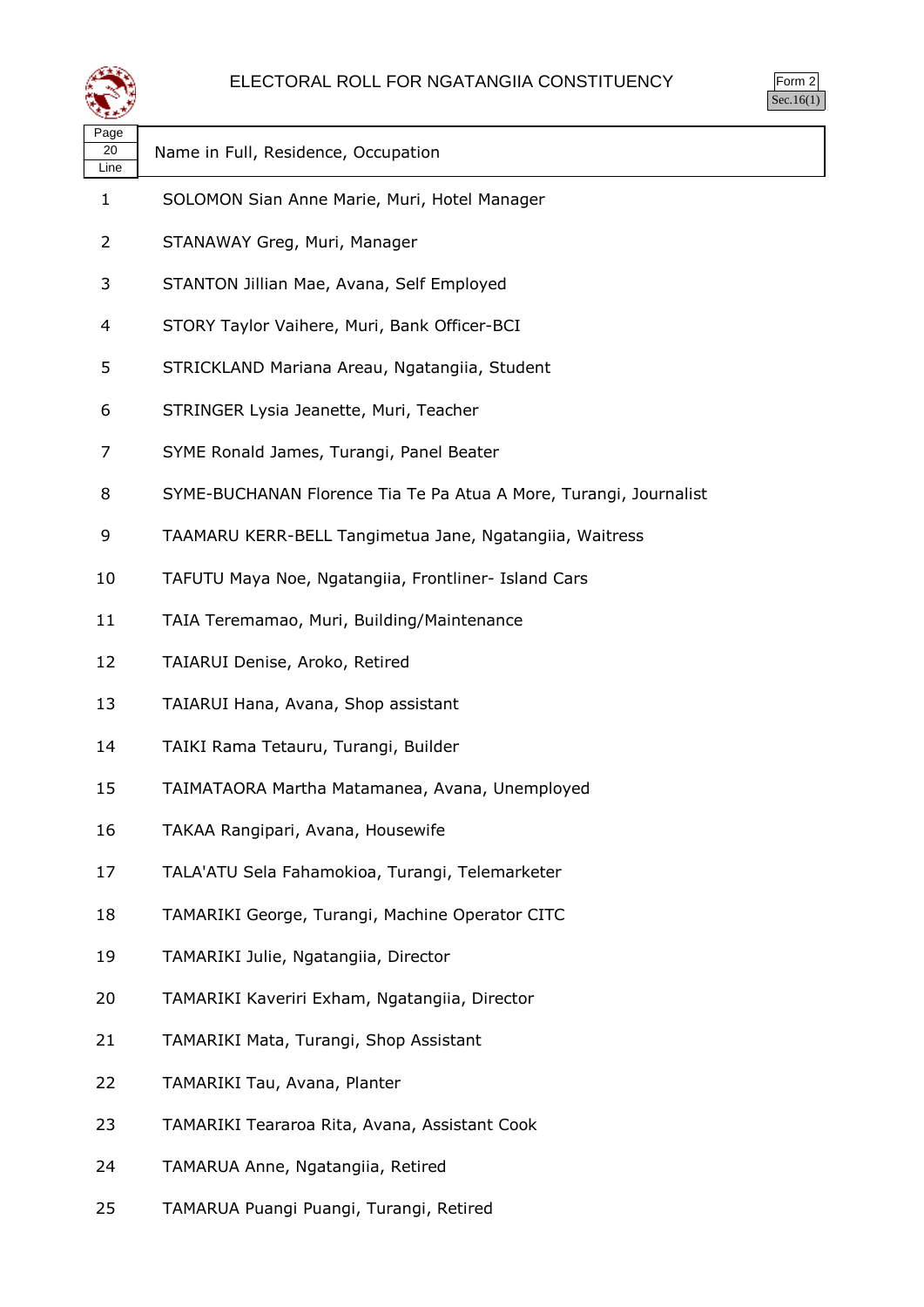# ELECTORAL ROLL FOR NGATANGIIA CONSTITUENCY

Form 2
Sec.16(1)

Page 20

| Line | Name in Full, Residence, Occupation |
| --- | --- |
| 1 | SOLOMON Sian Anne Marie, Muri, Hotel Manager |
| 2 | STANAWAY Greg, Muri, Manager |
| 3 | STANTON Jillian Mae, Avana, Self Employed |
| 4 | STORY Taylor Vaihere, Muri, Bank Officer-BCI |
| 5 | STRICKLAND Mariana Areau, Ngatangiia, Student |
| 6 | STRINGER Lysia Jeanette, Muri, Teacher |
| 7 | SYME Ronald James, Turangi, Panel Beater |
| 8 | SYME-BUCHANAN Florence Tia Te Pa Atua A More, Turangi, Journalist |
| 9 | TAAMARU KERR-BELL Tangimetua Jane, Ngatangiia, Waitress |
| 10 | TAFUTU Maya Noe, Ngatangiia, Frontliner- Island Cars |
| 11 | TAIA Teremamao, Muri, Building/Maintenance |
| 12 | TAIARUI Denise, Aroko, Retired |
| 13 | TAIARUI Hana, Avana, Shop assistant |
| 14 | TAIKI Rama Tetauru, Turangi, Builder |
| 15 | TAIMATAORA Martha Matamanea, Avana, Unemployed |
| 16 | TAKAA Rangipari, Avana, Housewife |
| 17 | TALA'ATU Sela Fahamokioa, Turangi, Telemarketer |
| 18 | TAMARIKI George, Turangi, Machine Operator CITC |
| 19 | TAMARIKI Julie, Ngatangiia, Director |
| 20 | TAMARIKI Kaveriri Exham, Ngatangiia, Director |
| 21 | TAMARIKI Mata, Turangi, Shop Assistant |
| 22 | TAMARIKI Tau, Avana, Planter |
| 23 | TAMARIKI Teararoa Rita, Avana, Assistant Cook |
| 24 | TAMARUA Anne, Ngatangiia, Retired |
| 25 | TAMARUA Puangi Puangi, Turangi, Retired |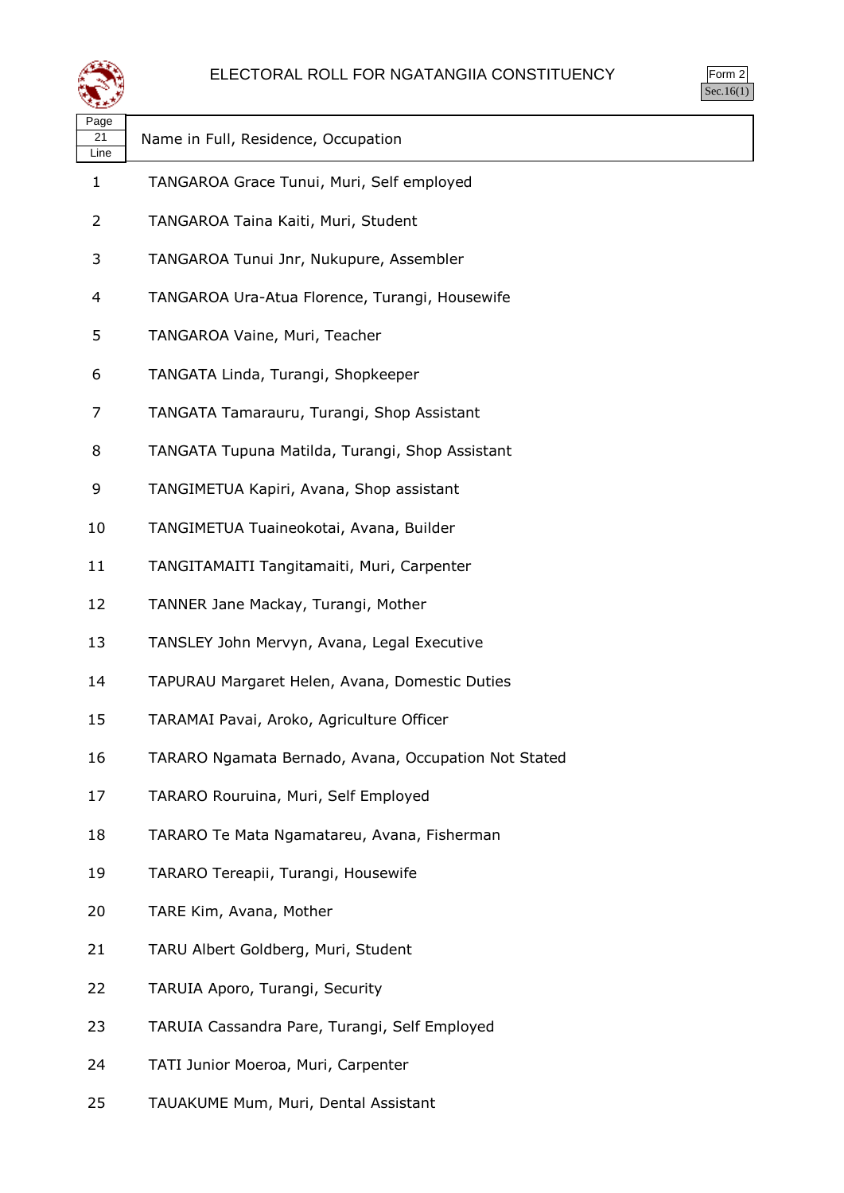# ELECTORAL ROLL FOR NGATANGIIA CONSTITUENCY

Form 2
Sec.16(1)

| Page 21 Line | Name in Full, Residence, Occupation |
|---|---|
| 1 | TANGAROA Grace Tunui, Muri, Self employed |
| 2 | TANGAROA Taina Kaiti, Muri, Student |
| 3 | TANGAROA Tunui Jnr, Nukupure, Assembler |
| 4 | TANGAROA Ura-Atua Florence, Turangi, Housewife |
| 5 | TANGAROA Vaine, Muri, Teacher |
| 6 | TANGATA Linda, Turangi, Shopkeeper |
| 7 | TANGATA Tamarauru, Turangi, Shop Assistant |
| 8 | TANGATA Tupuna Matilda, Turangi, Shop Assistant |
| 9 | TANGIMETUA Kapiri, Avana, Shop assistant |
| 10 | TANGIMETUA Tuaineokotai, Avana, Builder |
| 11 | TANGITAMAITI Tangitamaiti, Muri, Carpenter |
| 12 | TANNER Jane Mackay, Turangi, Mother |
| 13 | TANSLEY John Mervyn, Avana, Legal Executive |
| 14 | TAPURAU Margaret Helen, Avana, Domestic Duties |
| 15 | TARAMAI Pavai, Aroko, Agriculture Officer |
| 16 | TARARO Ngamata Bernado, Avana, Occupation Not Stated |
| 17 | TARARO Rouruina, Muri, Self Employed |
| 18 | TARARO Te Mata Ngamatareu, Avana, Fisherman |
| 19 | TARARO Tereapii, Turangi, Housewife |
| 20 | TARE Kim, Avana, Mother |
| 21 | TARU Albert Goldberg, Muri, Student |
| 22 | TARUIA Aporo, Turangi, Security |
| 23 | TARUIA Cassandra Pare, Turangi, Self Employed |
| 24 | TATI Junior Moeroa, Muri, Carpenter |
| 25 | TAUAKUME Mum, Muri, Dental Assistant |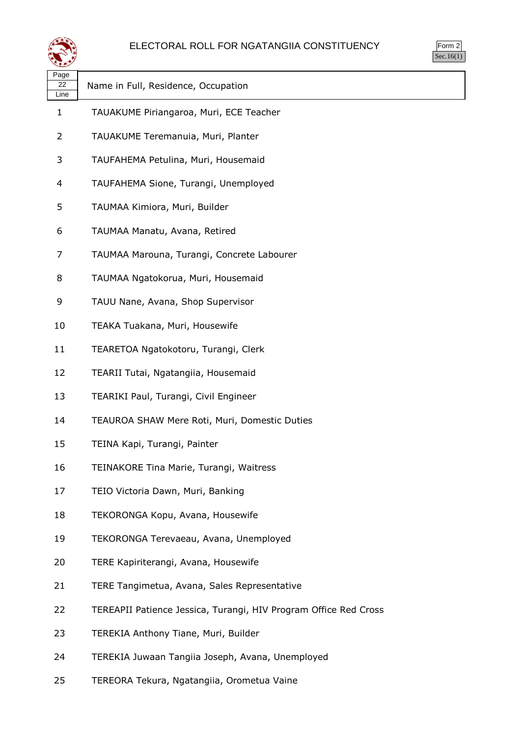# ELECTORAL ROLL FOR NGATANGIIA CONSTITUENCY

Form 2
Sec.16(1)

| Page 22 Line | Name in Full, Residence, Occupation |
|---|---|
| 1 | TAUAKUME Piriangaroa, Muri, ECE Teacher |
| 2 | TAUAKUME Teremanuia, Muri, Planter |
| 3 | TAUFAHEMA Petulina, Muri, Housemaid |
| 4 | TAUFAHEMA Sione, Turangi, Unemployed |
| 5 | TAUMAA Kimiora, Muri, Builder |
| 6 | TAUMAA Manatu, Avana, Retired |
| 7 | TAUMAA Marouna, Turangi, Concrete Labourer |
| 8 | TAUMAA Ngatokorua, Muri, Housemaid |
| 9 | TAUU Nane, Avana, Shop Supervisor |
| 10 | TEAKA Tuakana, Muri, Housewife |
| 11 | TEARETOA Ngatokotoru, Turangi, Clerk |
| 12 | TEARII Tutai, Ngatangiia, Housemaid |
| 13 | TEARIKI Paul, Turangi, Civil Engineer |
| 14 | TEAUROA SHAW Mere Roti, Muri, Domestic Duties |
| 15 | TEINA Kapi, Turangi, Painter |
| 16 | TEINAKORE Tina Marie, Turangi, Waitress |
| 17 | TEIO Victoria Dawn, Muri, Banking |
| 18 | TEKORONGA Kopu, Avana, Housewife |
| 19 | TEKORONGA Terevaeau, Avana, Unemployed |
| 20 | TERE Kapiriterangi, Avana, Housewife |
| 21 | TERE Tangimetua, Avana, Sales Representative |
| 22 | TEREAPII Patience Jessica, Turangi, HIV Program Office Red Cross |
| 23 | TEREKIA Anthony Tiane, Muri, Builder |
| 24 | TEREKIA Juwaan Tangiia Joseph, Avana, Unemployed |
| 25 | TEREORA Tekura, Ngatangiia, Orometua Vaine |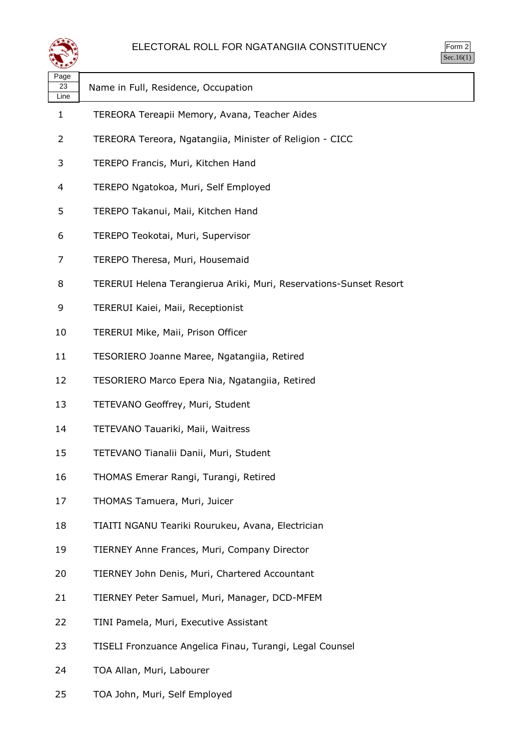# ELECTORAL ROLL FOR NGATANGIIA CONSTITUENCY

Form 2
Sec.16(1)

| Page 23 Line | Name in Full, Residence, Occupation |
|---|---|
| 1 | TEREORA Tereapii Memory, Avana, Teacher Aides |
| 2 | TEREORA Tereora, Ngatangiia, Minister of Religion - CICC |
| 3 | TEREPO Francis, Muri, Kitchen Hand |
| 4 | TEREPO Ngatokoa, Muri, Self Employed |
| 5 | TEREPO Takanui, Maii, Kitchen Hand |
| 6 | TEREPO Teokotai, Muri, Supervisor |
| 7 | TEREPO Theresa, Muri, Housemaid |
| 8 | TERERUI Helena Terangierua Ariki, Muri, Reservations-Sunset Resort |
| 9 | TERERUI Kaiei, Maii, Receptionist |
| 10 | TERERUI Mike, Maii, Prison Officer |
| 11 | TESORIERO Joanne Maree, Ngatangiia, Retired |
| 12 | TESORIERO Marco Epera Nia, Ngatangiia, Retired |
| 13 | TETEVANO Geoffrey, Muri, Student |
| 14 | TETEVANO Tauariki, Maii, Waitress |
| 15 | TETEVANO Tianalii Danii, Muri, Student |
| 16 | THOMAS Emerar Rangi, Turangi, Retired |
| 17 | THOMAS Tamuera, Muri, Juicer |
| 18 | TIAITI NGANU Teariki Rourukeu, Avana, Electrician |
| 19 | TIERNEY Anne Frances, Muri, Company Director |
| 20 | TIERNEY John Denis, Muri, Chartered Accountant |
| 21 | TIERNEY Peter Samuel, Muri, Manager, DCD-MFEM |
| 22 | TINI Pamela, Muri, Executive Assistant |
| 23 | TISELI Fronzuance Angelica Finau, Turangi, Legal Counsel |
| 24 | TOA Allan, Muri, Labourer |
| 25 | TOA John, Muri, Self Employed |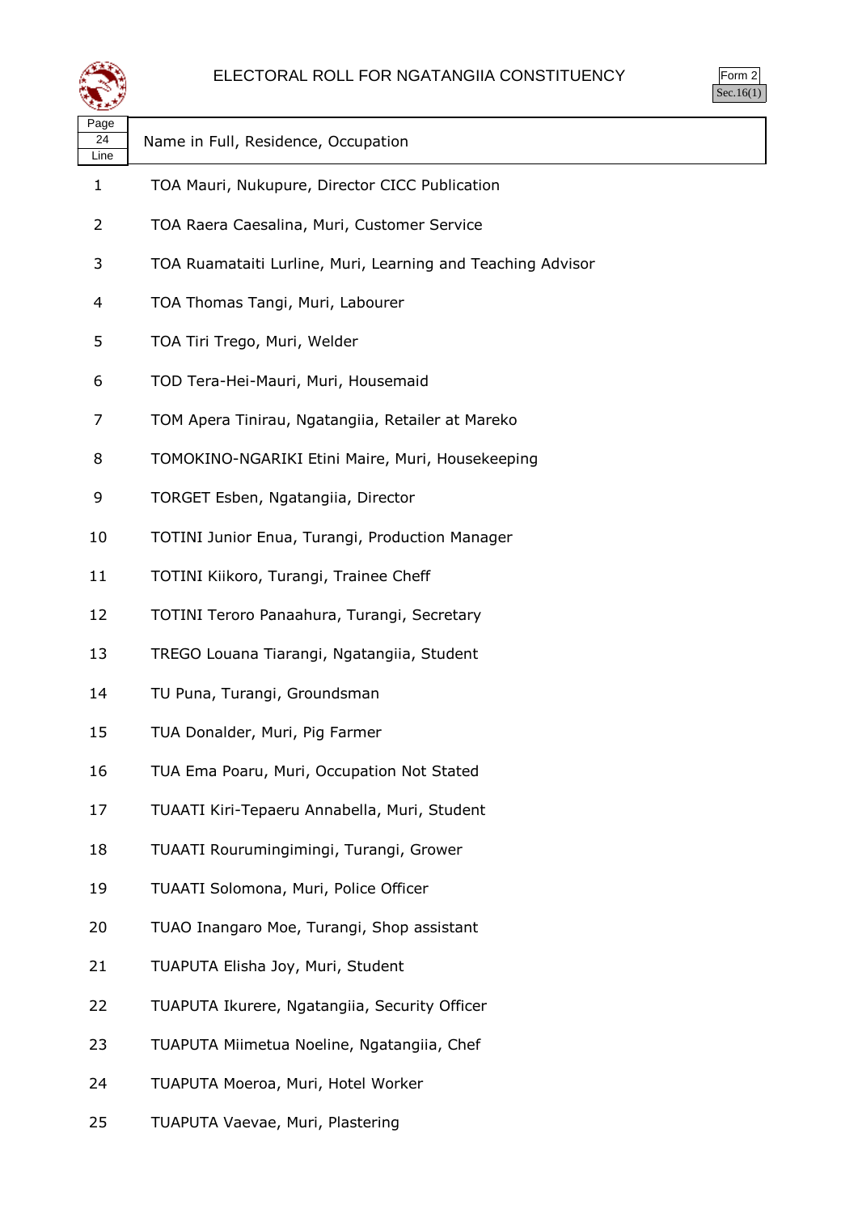# ELECTORAL ROLL FOR NGATANGIIA CONSTITUENCY

Form 2
Sec.16(1)

| Page 24 Line | Name in Full, Residence, Occupation |
|---|---|
| 1 | TOA Mauri, Nukupure, Director CICC Publication |
| 2 | TOA Raera Caesalina, Muri, Customer Service |
| 3 | TOA Ruamataiti Lurline, Muri, Learning and Teaching Advisor |
| 4 | TOA Thomas Tangi, Muri, Labourer |
| 5 | TOA Tiri Trego, Muri, Welder |
| 6 | TOD Tera-Hei-Mauri, Muri, Housemaid |
| 7 | TOM Apera Tinirau, Ngatangiia, Retailer at Mareko |
| 8 | TOMOKINO-NGARIKI Etini Maire, Muri, Housekeeping |
| 9 | TORGET Esben, Ngatangiia, Director |
| 10 | TOTINI Junior Enua, Turangi, Production Manager |
| 11 | TOTINI Kiikoro, Turangi, Trainee Cheff |
| 12 | TOTINI Teroro Panaahura, Turangi, Secretary |
| 13 | TREGO Louana Tiarangi, Ngatangiia, Student |
| 14 | TU Puna, Turangi, Groundsman |
| 15 | TUA Donalder, Muri, Pig Farmer |
| 16 | TUA Ema Poaru, Muri, Occupation Not Stated |
| 17 | TUAATI Kiri-Tepaeru Annabella, Muri, Student |
| 18 | TUAATI Rourumingimingi, Turangi, Grower |
| 19 | TUAATI Solomona, Muri, Police Officer |
| 20 | TUAO Inangaro Moe, Turangi, Shop assistant |
| 21 | TUAPUTA Elisha Joy, Muri, Student |
| 22 | TUAPUTA Ikurere, Ngatangiia, Security Officer |
| 23 | TUAPUTA Miimetua Noeline, Ngatangiia, Chef |
| 24 | TUAPUTA Moeroa, Muri, Hotel Worker |
| 25 | TUAPUTA Vaevae, Muri, Plastering |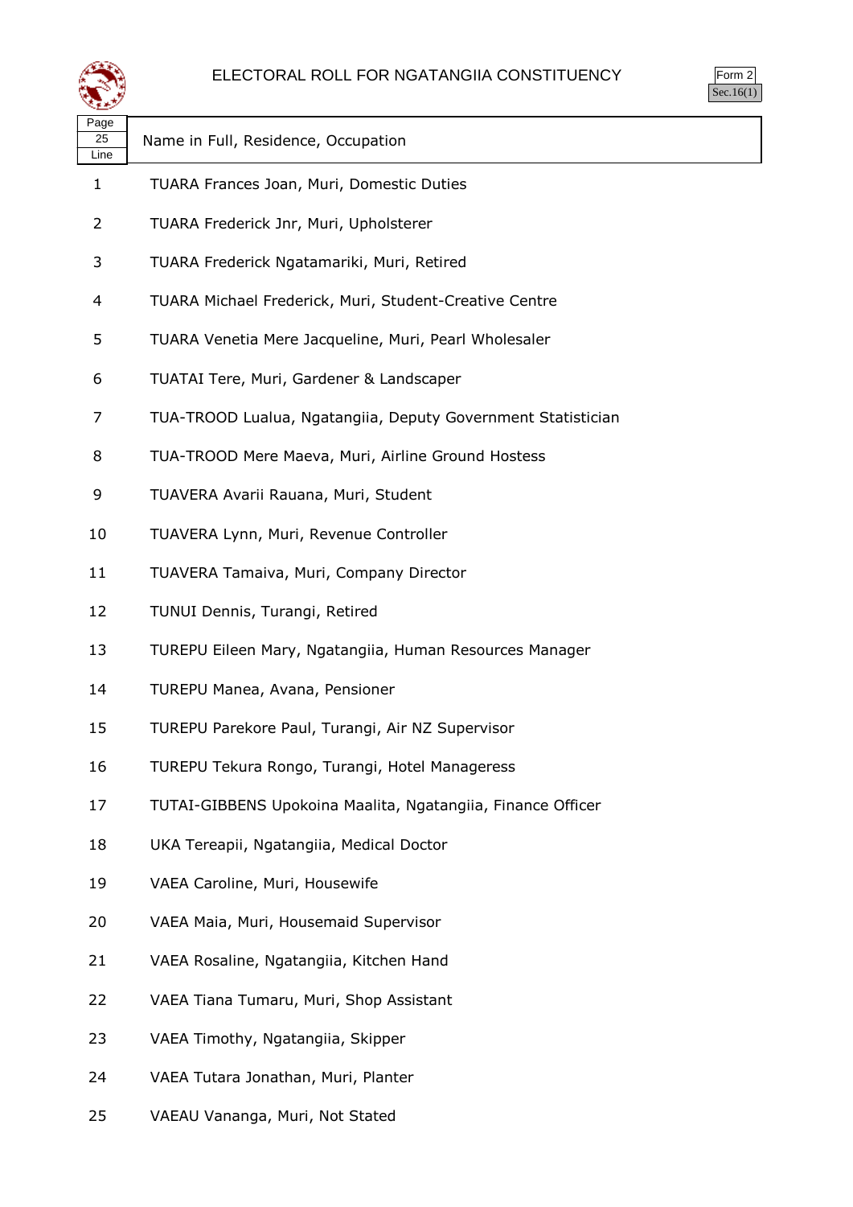ELECTORAL ROLL FOR NGATANGIIA CONSTITUENCY

Form 2
Sec.16(1)

| Page 25 Line | Name in Full, Residence, Occupation |
|---|---|
| 1 | TUARA Frances Joan, Muri, Domestic Duties |
| 2 | TUARA Frederick Jnr, Muri, Upholsterer |
| 3 | TUARA Frederick Ngatamariki, Muri, Retired |
| 4 | TUARA Michael Frederick, Muri, Student-Creative Centre |
| 5 | TUARA Venetia Mere Jacqueline, Muri, Pearl Wholesaler |
| 6 | TUATAI Tere, Muri, Gardener & Landscaper |
| 7 | TUA-TROOD Lualua, Ngatangiia, Deputy Government Statistician |
| 8 | TUA-TROOD Mere Maeva, Muri, Airline Ground Hostess |
| 9 | TUAVERA Avarii Rauana, Muri, Student |
| 10 | TUAVERA Lynn, Muri, Revenue Controller |
| 11 | TUAVERA Tamaiva, Muri, Company Director |
| 12 | TUNUI Dennis, Turangi, Retired |
| 13 | TUREPU Eileen Mary, Ngatangiia, Human Resources Manager |
| 14 | TUREPU Manea, Avana, Pensioner |
| 15 | TUREPU Parekore Paul, Turangi, Air NZ Supervisor |
| 16 | TUREPU Tekura Rongo, Turangi, Hotel Manageress |
| 17 | TUTAI-GIBBENS Upokoina Maalita, Ngatangiia, Finance Officer |
| 18 | UKA Tereapii, Ngatangiia, Medical Doctor |
| 19 | VAEA Caroline, Muri, Housewife |
| 20 | VAEA Maia, Muri, Housemaid Supervisor |
| 21 | VAEA Rosaline, Ngatangiia, Kitchen Hand |
| 22 | VAEA Tiana Tumaru, Muri, Shop Assistant |
| 23 | VAEA Timothy, Ngatangiia, Skipper |
| 24 | VAEA Tutara Jonathan, Muri, Planter |
| 25 | VAEAU Vananga, Muri, Not Stated |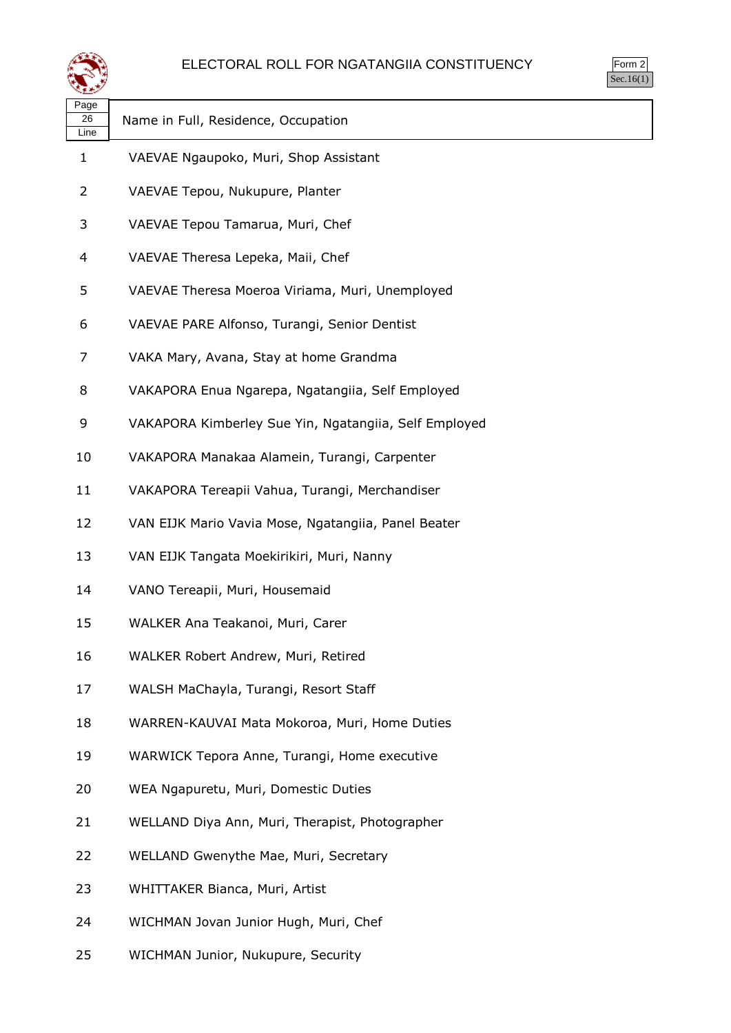# ELECTORAL ROLL FOR NGATANGIIA CONSTITUENCY

Form 2
Sec.16(1)

| Page 26 Line | Name in Full, Residence, Occupation |
|---|---|
| 1 | VAEVAE Ngaupoko, Muri, Shop Assistant |
| 2 | VAEVAE Tepou, Nukupure, Planter |
| 3 | VAEVAE Tepou Tamarua, Muri, Chef |
| 4 | VAEVAE Theresa Lepeka, Maii, Chef |
| 5 | VAEVAE Theresa Moeroa Viriama, Muri, Unemployed |
| 6 | VAEVAE PARE Alfonso, Turangi, Senior Dentist |
| 7 | VAKA Mary, Avana, Stay at home Grandma |
| 8 | VAKAPORA Enua Ngarepa, Ngatangiia, Self Employed |
| 9 | VAKAPORA Kimberley Sue Yin, Ngatangiia, Self Employed |
| 10 | VAKAPORA Manakaa Alamein, Turangi, Carpenter |
| 11 | VAKAPORA Tereapii Vahua, Turangi, Merchandiser |
| 12 | VAN EIJK Mario Vavia Mose, Ngatangiia, Panel Beater |
| 13 | VAN EIJK Tangata Moekirikiri, Muri, Nanny |
| 14 | VANO Tereapii, Muri, Housemaid |
| 15 | WALKER Ana Teakanoi, Muri, Carer |
| 16 | WALKER Robert Andrew, Muri, Retired |
| 17 | WALSH MaChayla, Turangi, Resort Staff |
| 18 | WARREN-KAUVAI Mata Mokoroa, Muri, Home Duties |
| 19 | WARWICK Tepora Anne, Turangi, Home executive |
| 20 | WEA Ngapuretu, Muri, Domestic Duties |
| 21 | WELLAND Diya Ann, Muri, Therapist, Photographer |
| 22 | WELLAND Gwenythe Mae, Muri, Secretary |
| 23 | WHITTAKER Bianca, Muri, Artist |
| 24 | WICHMAN Jovan Junior Hugh, Muri, Chef |
| 25 | WICHMAN Junior, Nukupure, Security |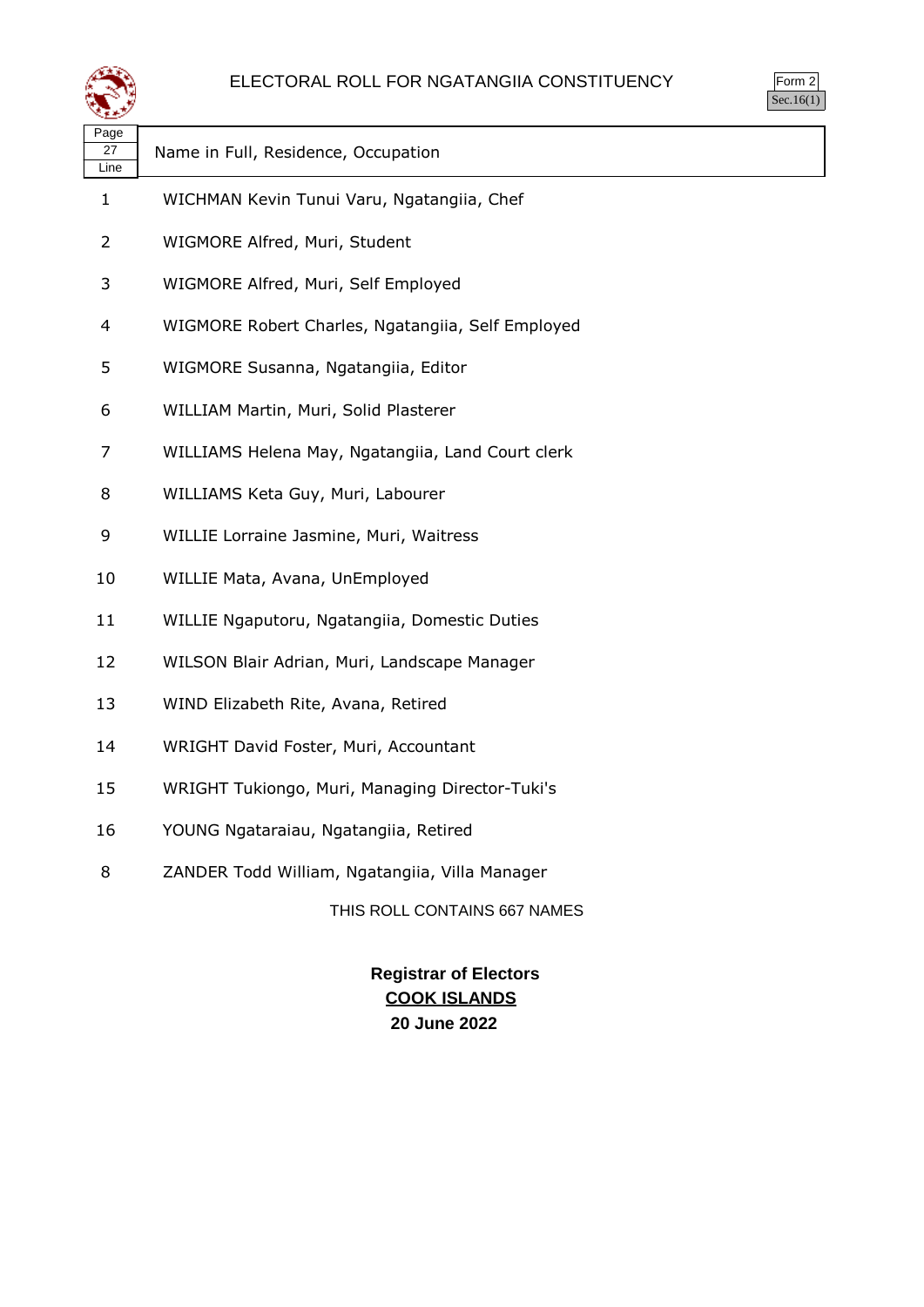ELECTORAL ROLL FOR NGATANGIIA CONSTITUENCY

Form 2
Sec.16(1)

| Page 27 Line | Name in Full, Residence, Occupation |
| --- | --- |
| 1 | WICHMAN Kevin Tunui Varu, Ngatangiia, Chef |
| 2 | WIGMORE Alfred, Muri, Student |
| 3 | WIGMORE Alfred, Muri, Self Employed |
| 4 | WIGMORE Robert Charles, Ngatangiia, Self Employed |
| 5 | WIGMORE Susanna, Ngatangiia, Editor |
| 6 | WILLIAM Martin, Muri, Solid Plasterer |
| 7 | WILLIAMS Helena May, Ngatangiia, Land Court clerk |
| 8 | WILLIAMS Keta Guy, Muri, Labourer |
| 9 | WILLIE Lorraine Jasmine, Muri, Waitress |
| 10 | WILLIE Mata, Avana, UnEmployed |
| 11 | WILLIE Ngaputoru, Ngatangiia, Domestic Duties |
| 12 | WILSON Blair Adrian, Muri, Landscape Manager |
| 13 | WIND Elizabeth Rite, Avana, Retired |
| 14 | WRIGHT David Foster, Muri, Accountant |
| 15 | WRIGHT Tukiongo, Muri, Managing Director-Tuki's |
| 16 | YOUNG Ngataraiau, Ngatangiia, Retired |
| 8 | ZANDER Todd William, Ngatangiia, Villa Manager |

THIS ROLL CONTAINS 667 NAMES

**Registrar of Electors**
**COOK ISLANDS**
**20 June 2022**